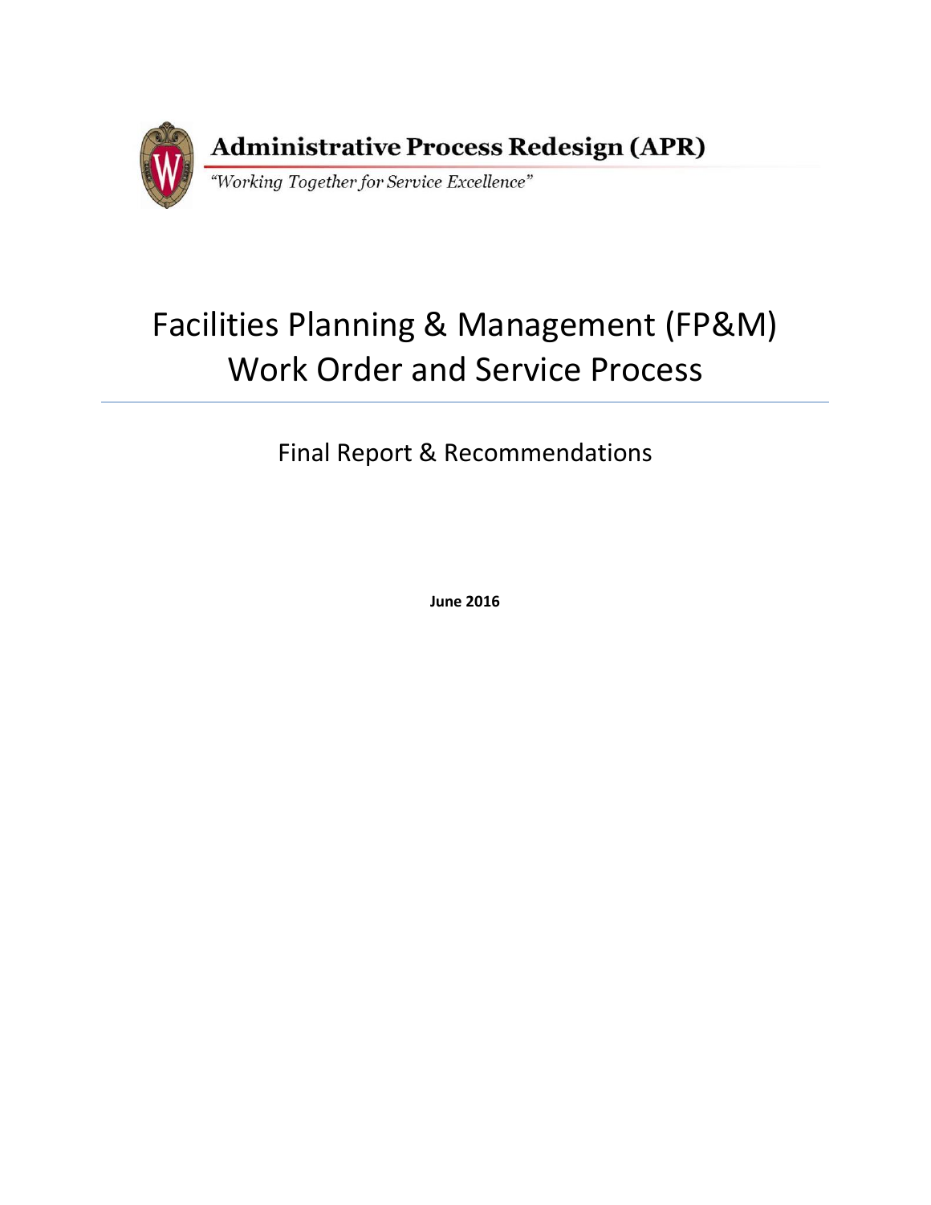**Administrative Process Redesign (APR)**

*"Working Together for Service Excellence"*

# Facilities Planning & Management (FP&M) Work Order and Service Process

## Final Report & Recommendations

**June 2016**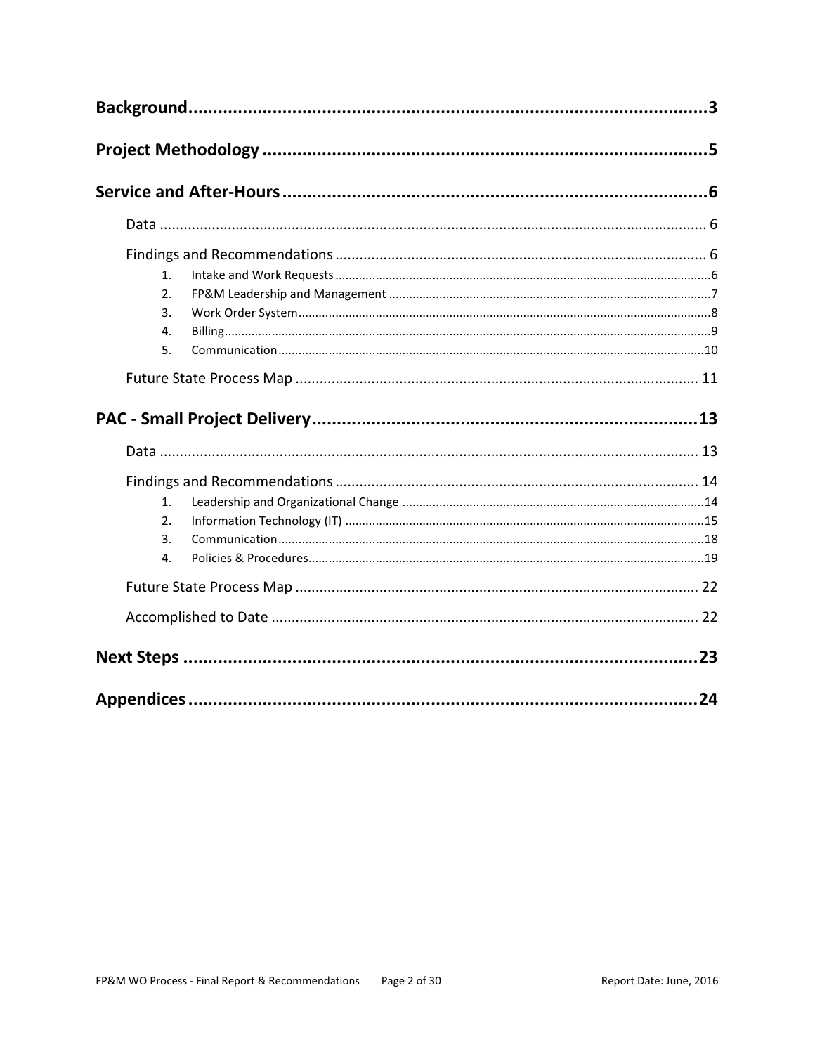- **Background** ... 3
- **Project Methodology** ... 5
- **Service and After-Hours** ... 6
    - Data ... 6
    - Findings and Recommendations ... 6
        1. Intake and Work Requests ... 6
        2. FP&M Leadership and Management ... 7
        3. Work Order System ... 8
        4. Billing ... 9
        5. Communication ... 10
    - Future State Process Map ... 11
- **PAC - Small Project Delivery** ... 13
    - Data ... 13
    - Findings and Recommendations ... 14
        1. Leadership and Organizational Change ... 14
        2. Information Technology (IT) ... 15
        3. Communication ... 18
        4. Policies & Procedures ... 19
    - Future State Process Map ... 22
    - Accomplished to Date ... 22
- **Next Steps** ... 23
- **Appendices** ... 24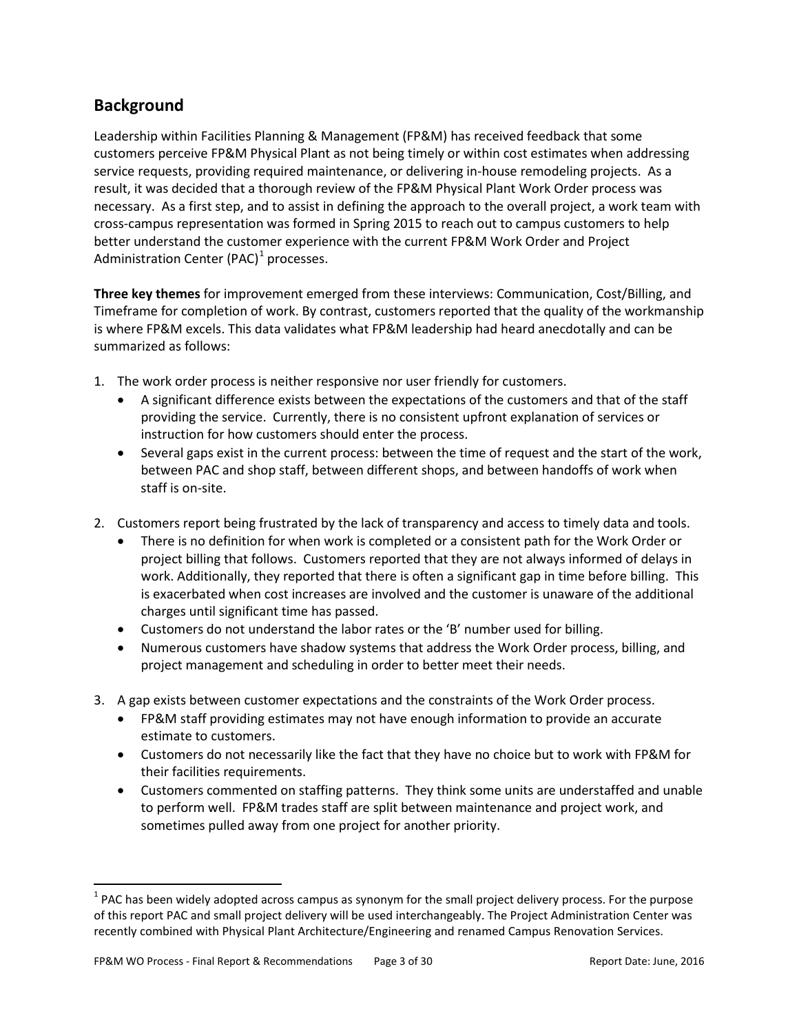## Background

Leadership within Facilities Planning & Management (FP&M) has received feedback that some customers perceive FP&M Physical Plant as not being timely or within cost estimates when addressing service requests, providing required maintenance, or delivering in-house remodeling projects. As a result, it was decided that a thorough review of the FP&M Physical Plant Work Order process was necessary. As a first step, and to assist in defining the approach to the overall project, a work team with cross-campus representation was formed in Spring 2015 to reach out to campus customers to help better understand the customer experience with the current FP&M Work Order and Project Administration Center (PAC)[1] processes.

**Three key themes** for improvement emerged from these interviews: Communication, Cost/Billing, and Timeframe for completion of work. By contrast, customers reported that the quality of the workmanship is where FP&M excels. This data validates what FP&M leadership had heard anecdotally and can be summarized as follows:

1. The work order process is neither responsive nor user friendly for customers.
   - A significant difference exists between the expectations of the customers and that of the staff providing the service. Currently, there is no consistent upfront explanation of services or instruction for how customers should enter the process.
   - Several gaps exist in the current process: between the time of request and the start of the work, between PAC and shop staff, between different shops, and between handoffs of work when staff is on-site.

2. Customers report being frustrated by the lack of transparency and access to timely data and tools.
   - There is no definition for when work is completed or a consistent path for the Work Order or project billing that follows. Customers reported that they are not always informed of delays in work. Additionally, they reported that there is often a significant gap in time before billing. This is exacerbated when cost increases are involved and the customer is unaware of the additional charges until significant time has passed.
   - Customers do not understand the labor rates or the 'B' number used for billing.
   - Numerous customers have shadow systems that address the Work Order process, billing, and project management and scheduling in order to better meet their needs.

3. A gap exists between customer expectations and the constraints of the Work Order process.
   - FP&M staff providing estimates may not have enough information to provide an accurate estimate to customers.
   - Customers do not necessarily like the fact that they have no choice but to work with FP&M for their facilities requirements.
   - Customers commented on staffing patterns. They think some units are understaffed and unable to perform well. FP&M trades staff are split between maintenance and project work, and sometimes pulled away from one project for another priority.

[1] PAC has been widely adopted across campus as synonym for the small project delivery process. For the purpose of this report PAC and small project delivery will be used interchangeably. The Project Administration Center was recently combined with Physical Plant Architecture/Engineering and renamed Campus Renovation Services.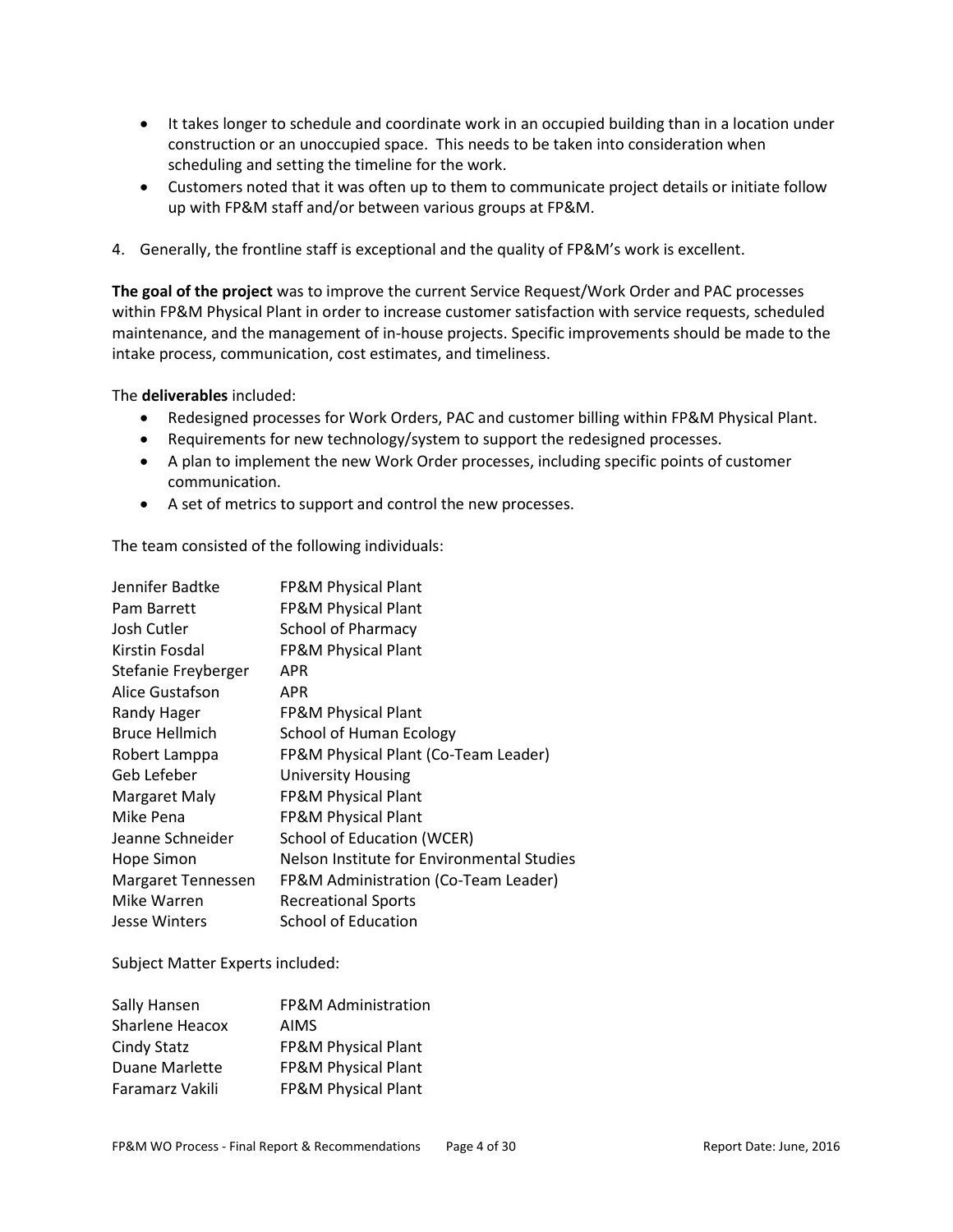- It takes longer to schedule and coordinate work in an occupied building than in a location under construction or an unoccupied space. This needs to be taken into consideration when scheduling and setting the timeline for the work.
- Customers noted that it was often up to them to communicate project details or initiate follow up with FP&M staff and/or between various groups at FP&M.

4. Generally, the frontline staff is exceptional and the quality of FP&M's work is excellent.

**The goal of the project** was to improve the current Service Request/Work Order and PAC processes within FP&M Physical Plant in order to increase customer satisfaction with service requests, scheduled maintenance, and the management of in-house projects. Specific improvements should be made to the intake process, communication, cost estimates, and timeliness.

The **deliverables** included:

- Redesigned processes for Work Orders, PAC and customer billing within FP&M Physical Plant.
- Requirements for new technology/system to support the redesigned processes.
- A plan to implement the new Work Order processes, including specific points of customer communication.
- A set of metrics to support and control the new processes.

The team consisted of the following individuals:

| | |
|---|---|
| Jennifer Badtke | FP&M Physical Plant |
| Pam Barrett | FP&M Physical Plant |
| Josh Cutler | School of Pharmacy |
| Kirstin Fosdal | FP&M Physical Plant |
| Stefanie Freyberger | APR |
| Alice Gustafson | APR |
| Randy Hager | FP&M Physical Plant |
| Bruce Hellmich | School of Human Ecology |
| Robert Lamppa | FP&M Physical Plant (Co-Team Leader) |
| Geb Lefeber | University Housing |
| Margaret Maly | FP&M Physical Plant |
| Mike Pena | FP&M Physical Plant |
| Jeanne Schneider | School of Education (WCER) |
| Hope Simon | Nelson Institute for Environmental Studies |
| Margaret Tennessen | FP&M Administration (Co-Team Leader) |
| Mike Warren | Recreational Sports |
| Jesse Winters | School of Education |

Subject Matter Experts included:

| | |
|---|---|
| Sally Hansen | FP&M Administration |
| Sharlene Heacox | AIMS |
| Cindy Statz | FP&M Physical Plant |
| Duane Marlette | FP&M Physical Plant |
| Faramarz Vakili | FP&M Physical Plant |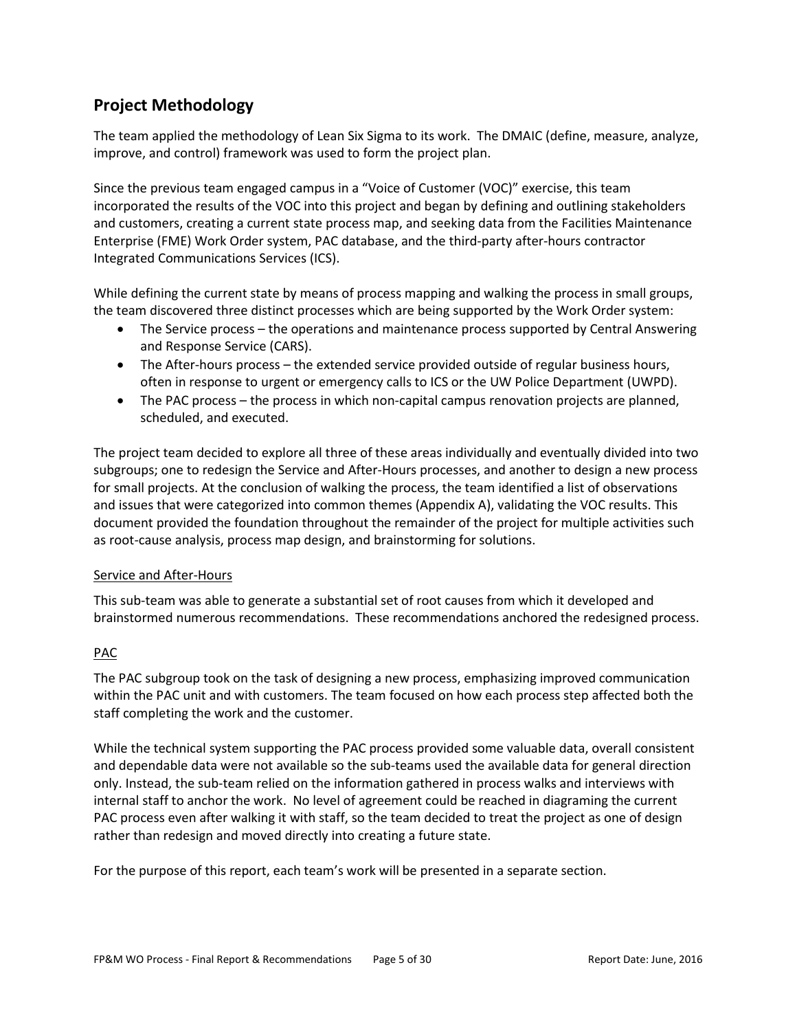## Project Methodology

The team applied the methodology of Lean Six Sigma to its work. The DMAIC (define, measure, analyze, improve, and control) framework was used to form the project plan.

Since the previous team engaged campus in a "Voice of Customer (VOC)" exercise, this team incorporated the results of the VOC into this project and began by defining and outlining stakeholders and customers, creating a current state process map, and seeking data from the Facilities Maintenance Enterprise (FME) Work Order system, PAC database, and the third-party after-hours contractor Integrated Communications Services (ICS).

While defining the current state by means of process mapping and walking the process in small groups, the team discovered three distinct processes which are being supported by the Work Order system:

- The Service process – the operations and maintenance process supported by Central Answering and Response Service (CARS).
- The After-hours process – the extended service provided outside of regular business hours, often in response to urgent or emergency calls to ICS or the UW Police Department (UWPD).
- The PAC process – the process in which non-capital campus renovation projects are planned, scheduled, and executed.

The project team decided to explore all three of these areas individually and eventually divided into two subgroups; one to redesign the Service and After-Hours processes, and another to design a new process for small projects. At the conclusion of walking the process, the team identified a list of observations and issues that were categorized into common themes (Appendix A), validating the VOC results. This document provided the foundation throughout the remainder of the project for multiple activities such as root-cause analysis, process map design, and brainstorming for solutions.

<u>Service and After-Hours</u>

This sub-team was able to generate a substantial set of root causes from which it developed and brainstormed numerous recommendations. These recommendations anchored the redesigned process.

<u>PAC</u>

The PAC subgroup took on the task of designing a new process, emphasizing improved communication within the PAC unit and with customers. The team focused on how each process step affected both the staff completing the work and the customer.

While the technical system supporting the PAC process provided some valuable data, overall consistent and dependable data were not available so the sub-teams used the available data for general direction only. Instead, the sub-team relied on the information gathered in process walks and interviews with internal staff to anchor the work. No level of agreement could be reached in diagraming the current PAC process even after walking it with staff, so the team decided to treat the project as one of design rather than redesign and moved directly into creating a future state.

For the purpose of this report, each team's work will be presented in a separate section.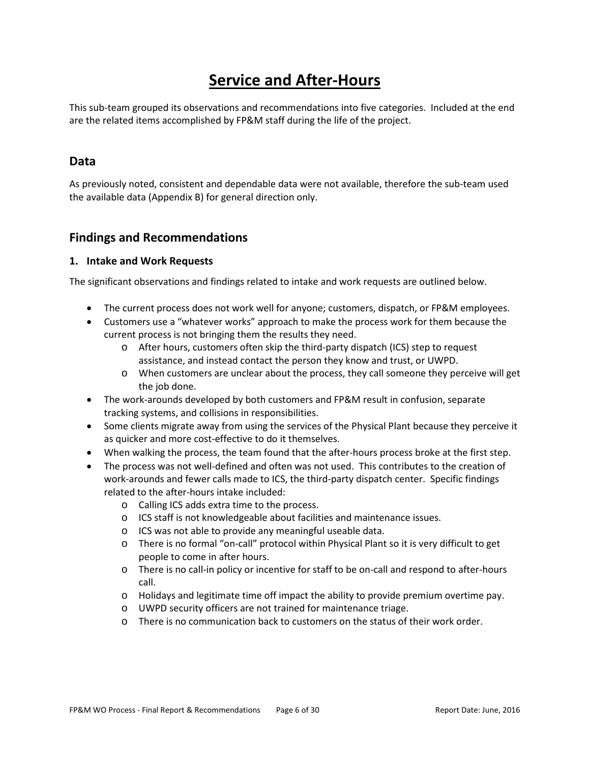# Service and After-Hours

This sub-team grouped its observations and recommendations into five categories. Included at the end are the related items accomplished by FP&M staff during the life of the project.

## Data

As previously noted, consistent and dependable data were not available, therefore the sub-team used the available data (Appendix B) for general direction only.

## Findings and Recommendations

### 1. Intake and Work Requests

The significant observations and findings related to intake and work requests are outlined below.

- The current process does not work well for anyone; customers, dispatch, or FP&M employees.
- Customers use a "whatever works" approach to make the process work for them because the current process is not bringing them the results they need.
    - After hours, customers often skip the third-party dispatch (ICS) step to request assistance, and instead contact the person they know and trust, or UWPD.
    - When customers are unclear about the process, they call someone they perceive will get the job done.
- The work-arounds developed by both customers and FP&M result in confusion, separate tracking systems, and collisions in responsibilities.
- Some clients migrate away from using the services of the Physical Plant because they perceive it as quicker and more cost-effective to do it themselves.
- When walking the process, the team found that the after-hours process broke at the first step.
- The process was not well-defined and often was not used. This contributes to the creation of work-arounds and fewer calls made to ICS, the third-party dispatch center. Specific findings related to the after-hours intake included:
    - Calling ICS adds extra time to the process.
    - ICS staff is not knowledgeable about facilities and maintenance issues.
    - ICS was not able to provide any meaningful useable data.
    - There is no formal "on-call" protocol within Physical Plant so it is very difficult to get people to come in after hours.
    - There is no call-in policy or incentive for staff to be on-call and respond to after-hours call.
    - Holidays and legitimate time off impact the ability to provide premium overtime pay.
    - UWPD security officers are not trained for maintenance triage.
    - There is no communication back to customers on the status of their work order.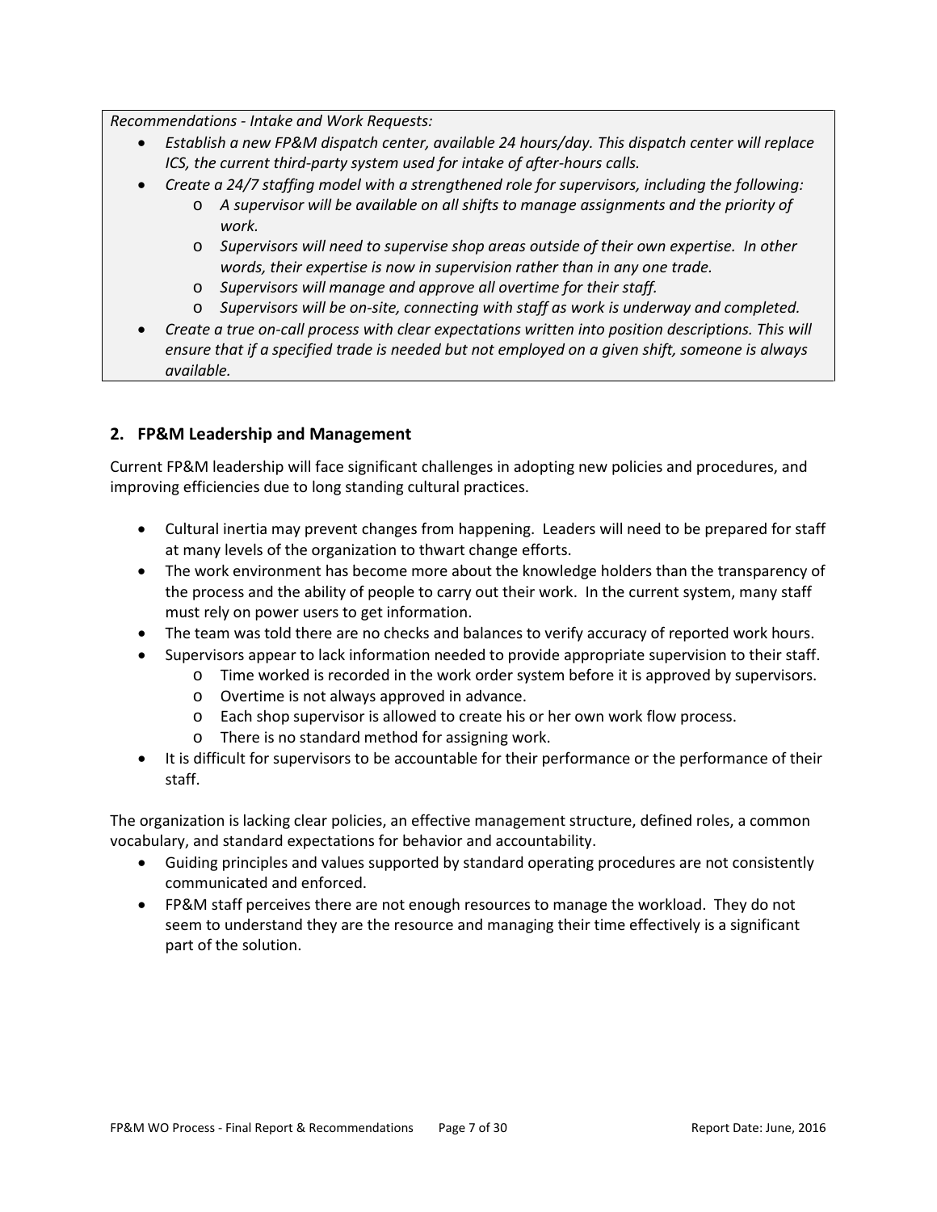*Recommendations - Intake and Work Requests:*

- *Establish a new FP&M dispatch center, available 24 hours/day. This dispatch center will replace ICS, the current third-party system used for intake of after-hours calls.*
- *Create a 24/7 staffing model with a strengthened role for supervisors, including the following:*
    - *A supervisor will be available on all shifts to manage assignments and the priority of work.*
    - *Supervisors will need to supervise shop areas outside of their own expertise. In other words, their expertise is now in supervision rather than in any one trade.*
    - *Supervisors will manage and approve all overtime for their staff.*
    - *Supervisors will be on-site, connecting with staff as work is underway and completed.*
- *Create a true on-call process with clear expectations written into position descriptions. This will ensure that if a specified trade is needed but not employed on a given shift, someone is always available.*

## 2. FP&M Leadership and Management

Current FP&M leadership will face significant challenges in adopting new policies and procedures, and improving efficiencies due to long standing cultural practices.

- Cultural inertia may prevent changes from happening. Leaders will need to be prepared for staff at many levels of the organization to thwart change efforts.
- The work environment has become more about the knowledge holders than the transparency of the process and the ability of people to carry out their work. In the current system, many staff must rely on power users to get information.
- The team was told there are no checks and balances to verify accuracy of reported work hours.
- Supervisors appear to lack information needed to provide appropriate supervision to their staff.
    - Time worked is recorded in the work order system before it is approved by supervisors.
    - Overtime is not always approved in advance.
    - Each shop supervisor is allowed to create his or her own work flow process.
    - There is no standard method for assigning work.
- It is difficult for supervisors to be accountable for their performance or the performance of their staff.

The organization is lacking clear policies, an effective management structure, defined roles, a common vocabulary, and standard expectations for behavior and accountability.

- Guiding principles and values supported by standard operating procedures are not consistently communicated and enforced.
- FP&M staff perceives there are not enough resources to manage the workload. They do not seem to understand they are the resource and managing their time effectively is a significant part of the solution.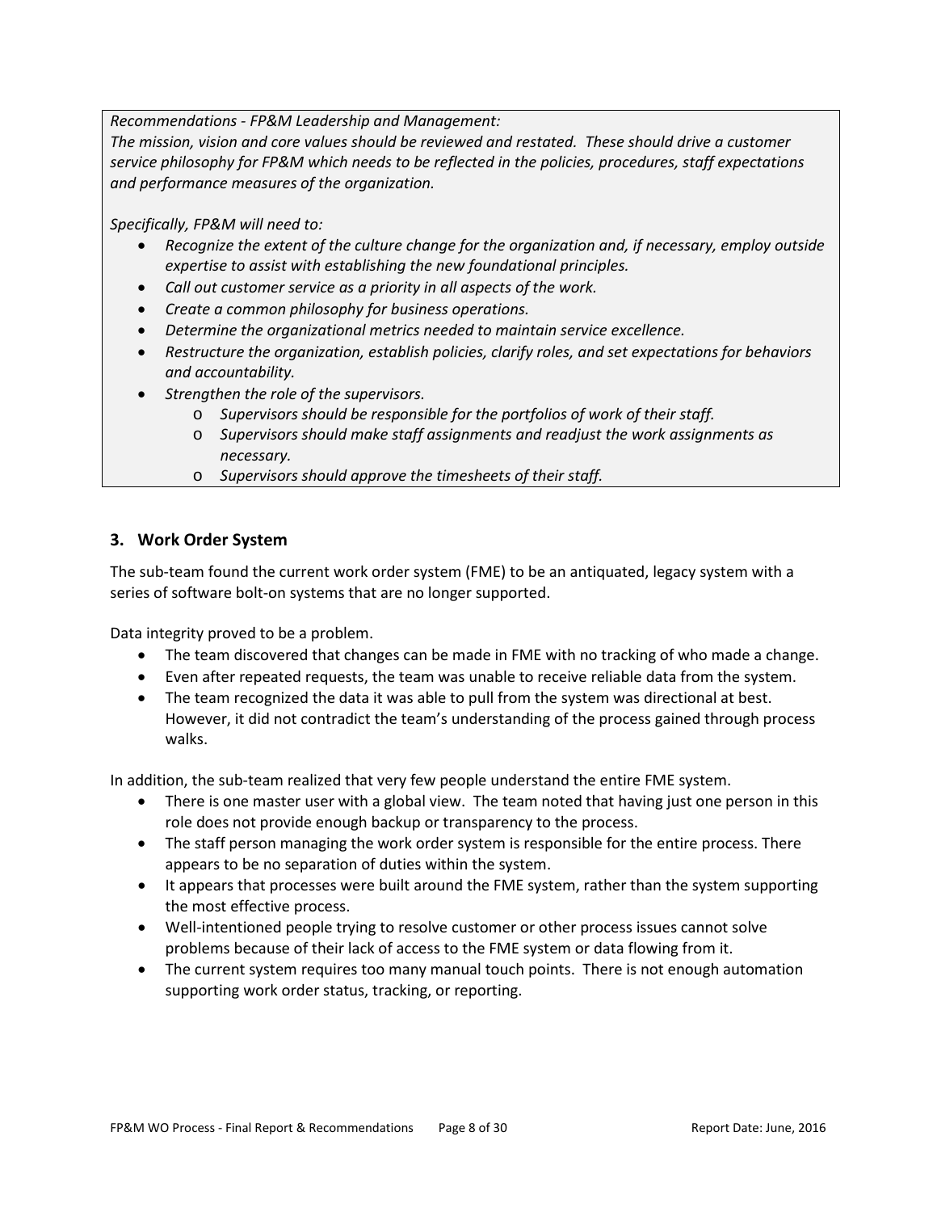*Recommendations - FP&M Leadership and Management:*
*The mission, vision and core values should be reviewed and restated. These should drive a customer service philosophy for FP&M which needs to be reflected in the policies, procedures, staff expectations and performance measures of the organization.*

*Specifically, FP&M will need to:*

- *Recognize the extent of the culture change for the organization and, if necessary, employ outside expertise to assist with establishing the new foundational principles.*
- *Call out customer service as a priority in all aspects of the work.*
- *Create a common philosophy for business operations.*
- *Determine the organizational metrics needed to maintain service excellence.*
- *Restructure the organization, establish policies, clarify roles, and set expectations for behaviors and accountability.*
- *Strengthen the role of the supervisors.*
  - *Supervisors should be responsible for the portfolios of work of their staff.*
  - *Supervisors should make staff assignments and readjust the work assignments as necessary.*
  - *Supervisors should approve the timesheets of their staff.*

### 3. Work Order System

The sub-team found the current work order system (FME) to be an antiquated, legacy system with a series of software bolt-on systems that are no longer supported.

Data integrity proved to be a problem.

- The team discovered that changes can be made in FME with no tracking of who made a change.
- Even after repeated requests, the team was unable to receive reliable data from the system.
- The team recognized the data it was able to pull from the system was directional at best. However, it did not contradict the team's understanding of the process gained through process walks.

In addition, the sub-team realized that very few people understand the entire FME system.

- There is one master user with a global view. The team noted that having just one person in this role does not provide enough backup or transparency to the process.
- The staff person managing the work order system is responsible for the entire process. There appears to be no separation of duties within the system.
- It appears that processes were built around the FME system, rather than the system supporting the most effective process.
- Well-intentioned people trying to resolve customer or other process issues cannot solve problems because of their lack of access to the FME system or data flowing from it.
- The current system requires too many manual touch points. There is not enough automation supporting work order status, tracking, or reporting.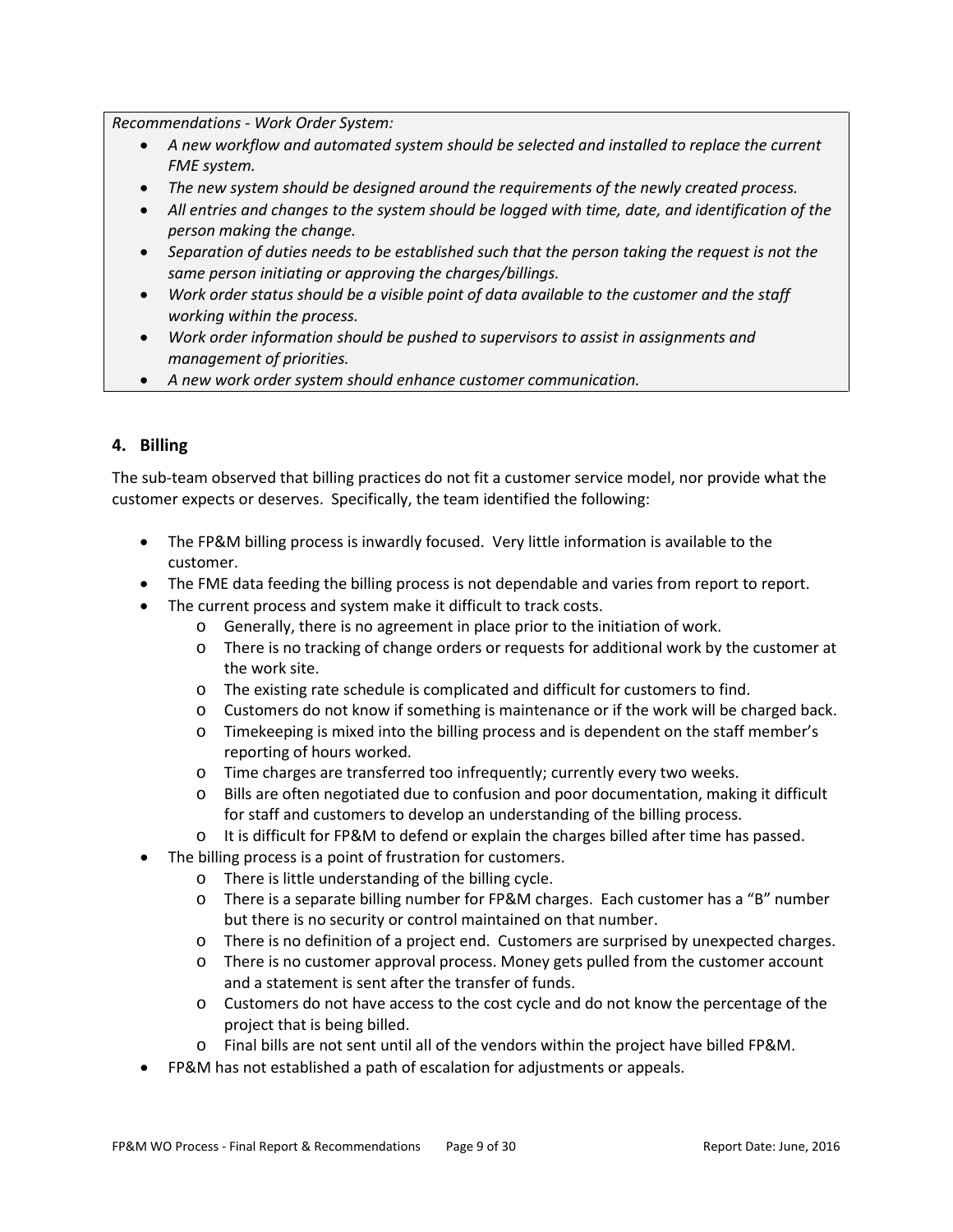*Recommendations - Work Order System:*

- *A new workflow and automated system should be selected and installed to replace the current FME system.*
- *The new system should be designed around the requirements of the newly created process.*
- *All entries and changes to the system should be logged with time, date, and identification of the person making the change.*
- *Separation of duties needs to be established such that the person taking the request is not the same person initiating or approving the charges/billings.*
- *Work order status should be a visible point of data available to the customer and the staff working within the process.*
- *Work order information should be pushed to supervisors to assist in assignments and management of priorities.*
- *A new work order system should enhance customer communication.*

## 4. Billing

The sub-team observed that billing practices do not fit a customer service model, nor provide what the customer expects or deserves. Specifically, the team identified the following:

- The FP&M billing process is inwardly focused. Very little information is available to the customer.
- The FME data feeding the billing process is not dependable and varies from report to report.
- The current process and system make it difficult to track costs.
  - Generally, there is no agreement in place prior to the initiation of work.
  - There is no tracking of change orders or requests for additional work by the customer at the work site.
  - The existing rate schedule is complicated and difficult for customers to find.
  - Customers do not know if something is maintenance or if the work will be charged back.
  - Timekeeping is mixed into the billing process and is dependent on the staff member's reporting of hours worked.
  - Time charges are transferred too infrequently; currently every two weeks.
  - Bills are often negotiated due to confusion and poor documentation, making it difficult for staff and customers to develop an understanding of the billing process.
  - It is difficult for FP&M to defend or explain the charges billed after time has passed.
- The billing process is a point of frustration for customers.
  - There is little understanding of the billing cycle.
  - There is a separate billing number for FP&M charges. Each customer has a "B" number but there is no security or control maintained on that number.
  - There is no definition of a project end. Customers are surprised by unexpected charges.
  - There is no customer approval process. Money gets pulled from the customer account and a statement is sent after the transfer of funds.
  - Customers do not have access to the cost cycle and do not know the percentage of the project that is being billed.
  - Final bills are not sent until all of the vendors within the project have billed FP&M.
- FP&M has not established a path of escalation for adjustments or appeals.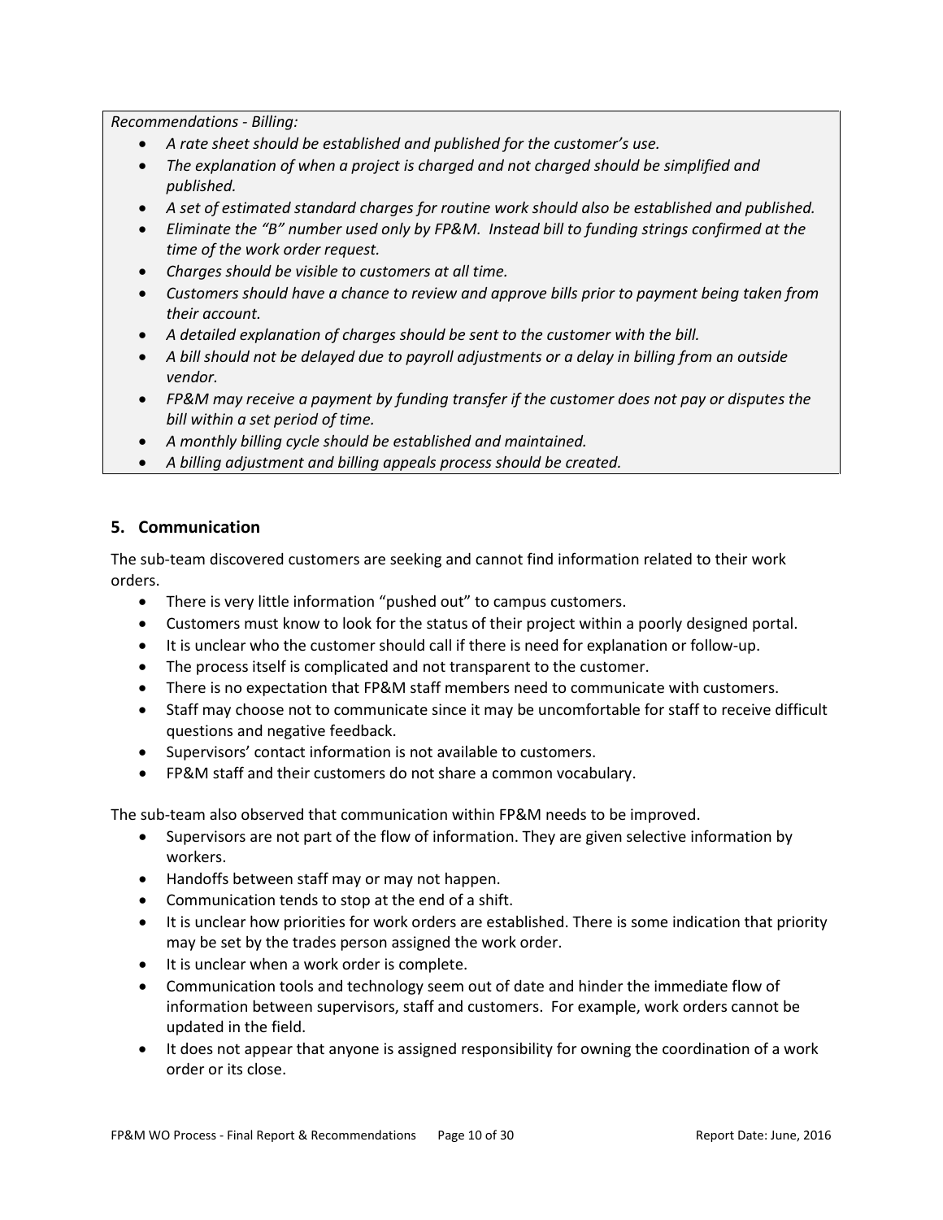*Recommendations - Billing:*

- *A rate sheet should be established and published for the customer's use.*
- *The explanation of when a project is charged and not charged should be simplified and published.*
- *A set of estimated standard charges for routine work should also be established and published.*
- *Eliminate the "B" number used only by FP&M. Instead bill to funding strings confirmed at the time of the work order request.*
- *Charges should be visible to customers at all time.*
- *Customers should have a chance to review and approve bills prior to payment being taken from their account.*
- *A detailed explanation of charges should be sent to the customer with the bill.*
- *A bill should not be delayed due to payroll adjustments or a delay in billing from an outside vendor.*
- *FP&M may receive a payment by funding transfer if the customer does not pay or disputes the bill within a set period of time.*
- *A monthly billing cycle should be established and maintained.*
- *A billing adjustment and billing appeals process should be created.*

## 5. Communication

The sub-team discovered customers are seeking and cannot find information related to their work orders.

- There is very little information "pushed out" to campus customers.
- Customers must know to look for the status of their project within a poorly designed portal.
- It is unclear who the customer should call if there is need for explanation or follow-up.
- The process itself is complicated and not transparent to the customer.
- There is no expectation that FP&M staff members need to communicate with customers.
- Staff may choose not to communicate since it may be uncomfortable for staff to receive difficult questions and negative feedback.
- Supervisors' contact information is not available to customers.
- FP&M staff and their customers do not share a common vocabulary.

The sub-team also observed that communication within FP&M needs to be improved.

- Supervisors are not part of the flow of information. They are given selective information by workers.
- Handoffs between staff may or may not happen.
- Communication tends to stop at the end of a shift.
- It is unclear how priorities for work orders are established. There is some indication that priority may be set by the trades person assigned the work order.
- It is unclear when a work order is complete.
- Communication tools and technology seem out of date and hinder the immediate flow of information between supervisors, staff and customers. For example, work orders cannot be updated in the field.
- It does not appear that anyone is assigned responsibility for owning the coordination of a work order or its close.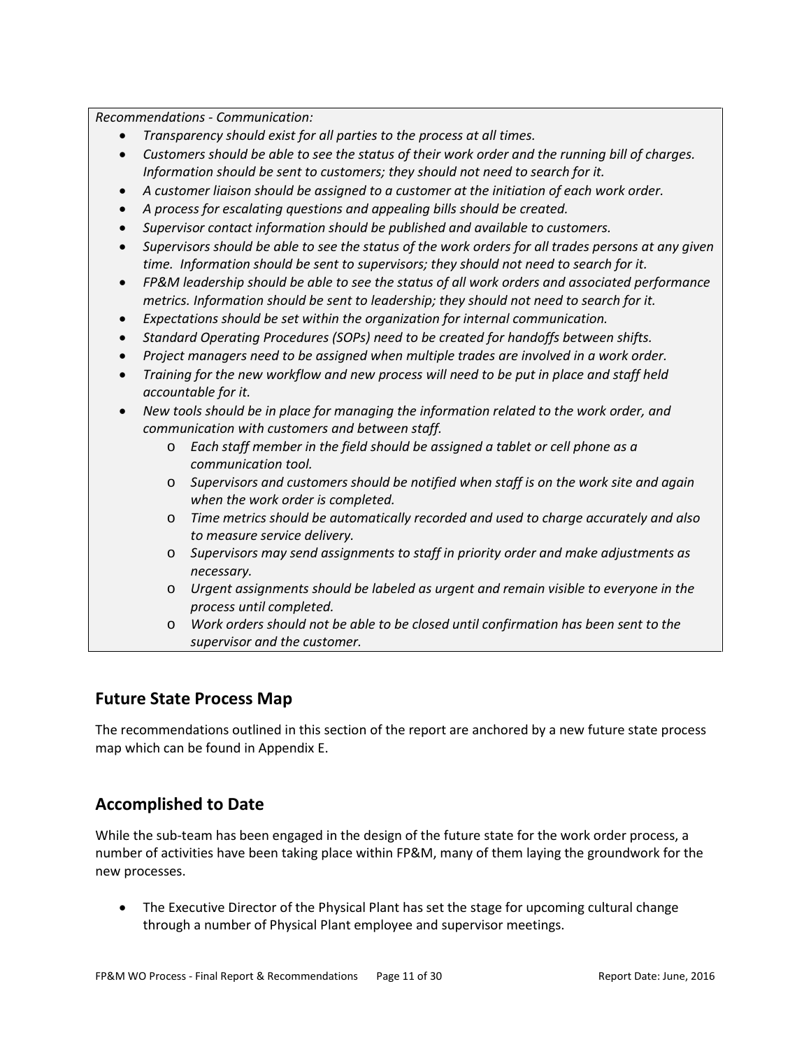*Recommendations - Communication:*

- *Transparency should exist for all parties to the process at all times.*
- *Customers should be able to see the status of their work order and the running bill of charges. Information should be sent to customers; they should not need to search for it.*
- *A customer liaison should be assigned to a customer at the initiation of each work order.*
- *A process for escalating questions and appealing bills should be created.*
- *Supervisor contact information should be published and available to customers.*
- *Supervisors should be able to see the status of the work orders for all trades persons at any given time. Information should be sent to supervisors; they should not need to search for it.*
- *FP&M leadership should be able to see the status of all work orders and associated performance metrics. Information should be sent to leadership; they should not need to search for it.*
- *Expectations should be set within the organization for internal communication.*
- *Standard Operating Procedures (SOPs) need to be created for handoffs between shifts.*
- *Project managers need to be assigned when multiple trades are involved in a work order.*
- *Training for the new workflow and new process will need to be put in place and staff held accountable for it.*
- *New tools should be in place for managing the information related to the work order, and communication with customers and between staff.*
    - *Each staff member in the field should be assigned a tablet or cell phone as a communication tool.*
    - *Supervisors and customers should be notified when staff is on the work site and again when the work order is completed.*
    - *Time metrics should be automatically recorded and used to charge accurately and also to measure service delivery.*
    - *Supervisors may send assignments to staff in priority order and make adjustments as necessary.*
    - *Urgent assignments should be labeled as urgent and remain visible to everyone in the process until completed.*
    - *Work orders should not be able to be closed until confirmation has been sent to the supervisor and the customer.*

## Future State Process Map

The recommendations outlined in this section of the report are anchored by a new future state process map which can be found in Appendix E.

## Accomplished to Date

While the sub-team has been engaged in the design of the future state for the work order process, a number of activities have been taking place within FP&M, many of them laying the groundwork for the new processes.

- The Executive Director of the Physical Plant has set the stage for upcoming cultural change through a number of Physical Plant employee and supervisor meetings.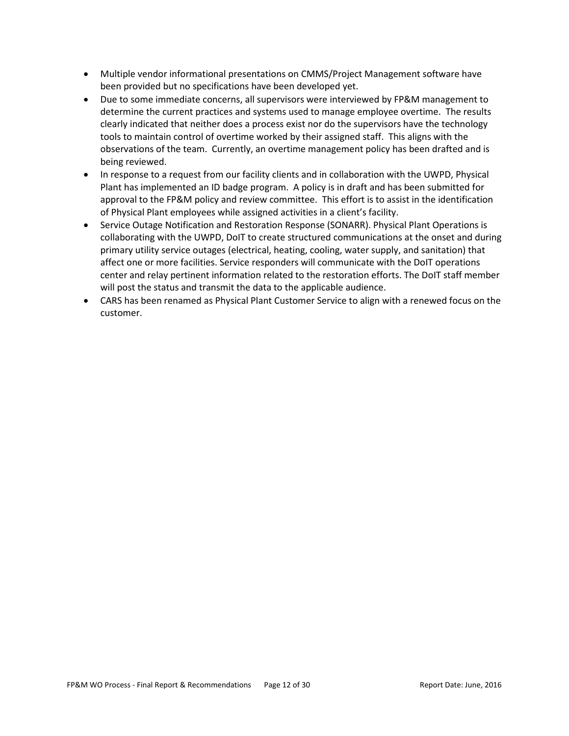- Multiple vendor informational presentations on CMMS/Project Management software have been provided but no specifications have been developed yet.
- Due to some immediate concerns, all supervisors were interviewed by FP&M management to determine the current practices and systems used to manage employee overtime. The results clearly indicated that neither does a process exist nor do the supervisors have the technology tools to maintain control of overtime worked by their assigned staff. This aligns with the observations of the team. Currently, an overtime management policy has been drafted and is being reviewed.
- In response to a request from our facility clients and in collaboration with the UWPD, Physical Plant has implemented an ID badge program. A policy is in draft and has been submitted for approval to the FP&M policy and review committee. This effort is to assist in the identification of Physical Plant employees while assigned activities in a client's facility.
- Service Outage Notification and Restoration Response (SONARR). Physical Plant Operations is collaborating with the UWPD, DoIT to create structured communications at the onset and during primary utility service outages (electrical, heating, cooling, water supply, and sanitation) that affect one or more facilities. Service responders will communicate with the DoIT operations center and relay pertinent information related to the restoration efforts. The DoIT staff member will post the status and transmit the data to the applicable audience.
- CARS has been renamed as Physical Plant Customer Service to align with a renewed focus on the customer.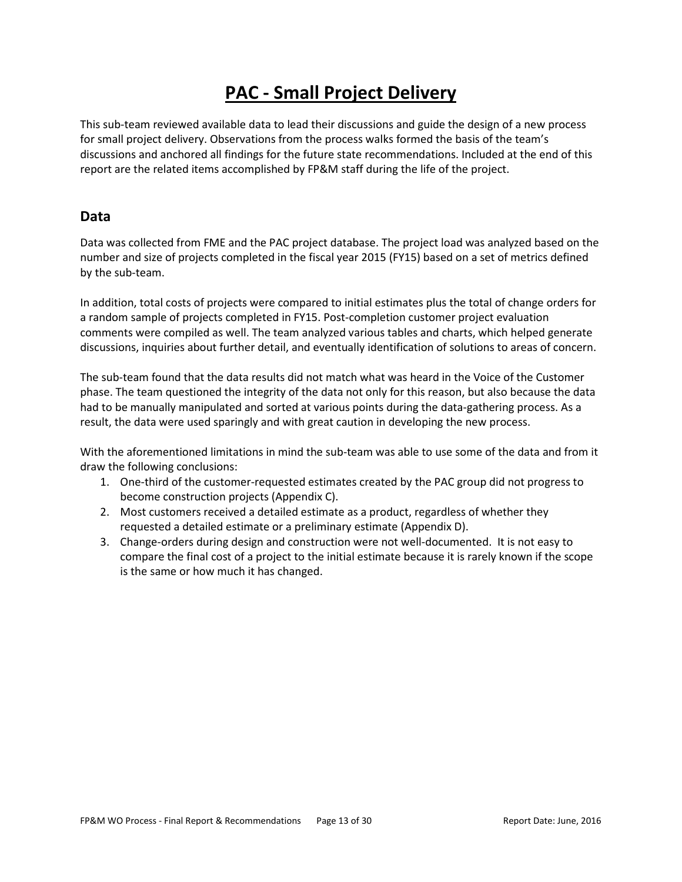# PAC - Small Project Delivery

This sub-team reviewed available data to lead their discussions and guide the design of a new process for small project delivery. Observations from the process walks formed the basis of the team's discussions and anchored all findings for the future state recommendations. Included at the end of this report are the related items accomplished by FP&M staff during the life of the project.

## Data

Data was collected from FME and the PAC project database. The project load was analyzed based on the number and size of projects completed in the fiscal year 2015 (FY15) based on a set of metrics defined by the sub-team.

In addition, total costs of projects were compared to initial estimates plus the total of change orders for a random sample of projects completed in FY15. Post-completion customer project evaluation comments were compiled as well. The team analyzed various tables and charts, which helped generate discussions, inquiries about further detail, and eventually identification of solutions to areas of concern.

The sub-team found that the data results did not match what was heard in the Voice of the Customer phase. The team questioned the integrity of the data not only for this reason, but also because the data had to be manually manipulated and sorted at various points during the data-gathering process. As a result, the data were used sparingly and with great caution in developing the new process.

With the aforementioned limitations in mind the sub-team was able to use some of the data and from it draw the following conclusions:

1. One-third of the customer-requested estimates created by the PAC group did not progress to become construction projects (Appendix C).
2. Most customers received a detailed estimate as a product, regardless of whether they requested a detailed estimate or a preliminary estimate (Appendix D).
3. Change-orders during design and construction were not well-documented. It is not easy to compare the final cost of a project to the initial estimate because it is rarely known if the scope is the same or how much it has changed.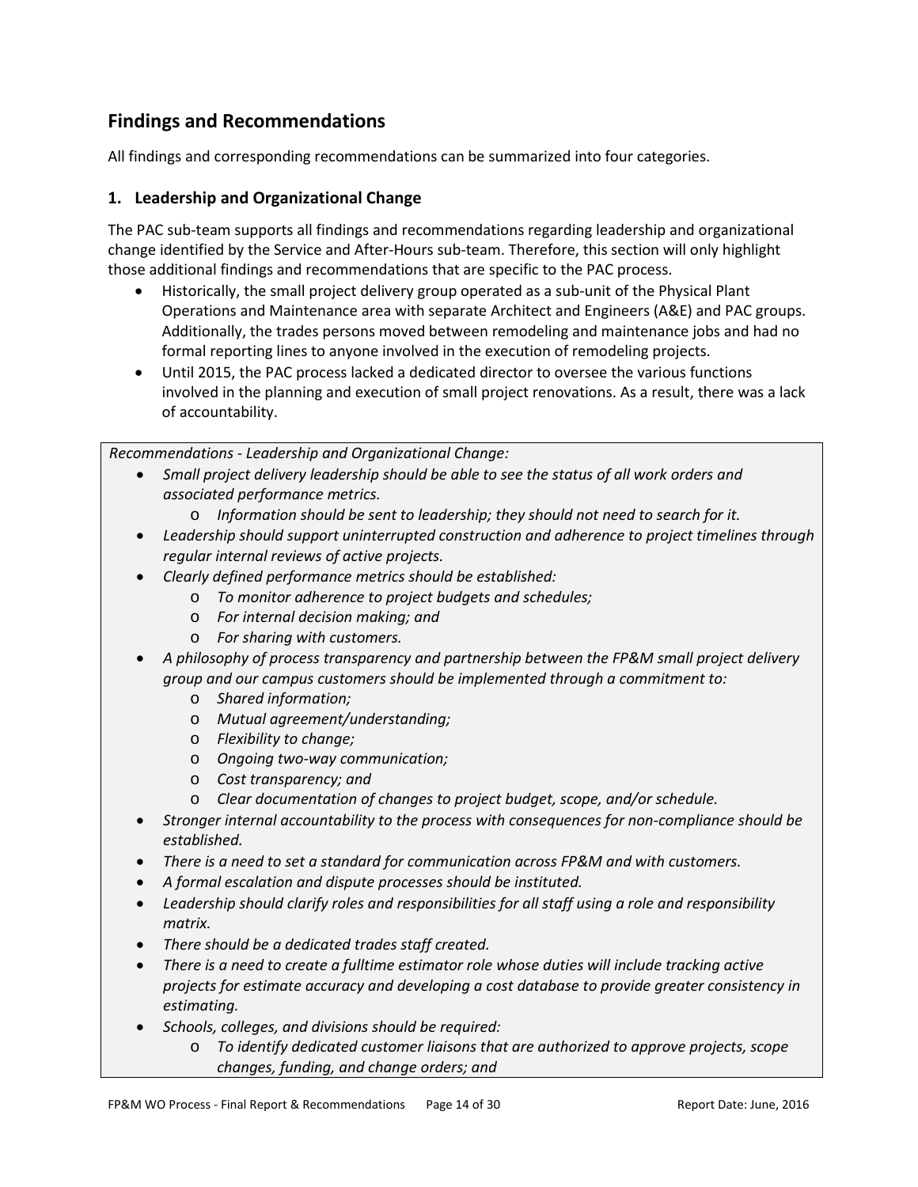## Findings and Recommendations

All findings and corresponding recommendations can be summarized into four categories.

### 1. Leadership and Organizational Change

The PAC sub-team supports all findings and recommendations regarding leadership and organizational change identified by the Service and After-Hours sub-team. Therefore, this section will only highlight those additional findings and recommendations that are specific to the PAC process.

- Historically, the small project delivery group operated as a sub-unit of the Physical Plant Operations and Maintenance area with separate Architect and Engineers (A&E) and PAC groups. Additionally, the trades persons moved between remodeling and maintenance jobs and had no formal reporting lines to anyone involved in the execution of remodeling projects.
- Until 2015, the PAC process lacked a dedicated director to oversee the various functions involved in the planning and execution of small project renovations. As a result, there was a lack of accountability.

*Recommendations - Leadership and Organizational Change:*

- *Small project delivery leadership should be able to see the status of all work orders and associated performance metrics.*
  - *Information should be sent to leadership; they should not need to search for it.*
- *Leadership should support uninterrupted construction and adherence to project timelines through regular internal reviews of active projects.*
- *Clearly defined performance metrics should be established:*
  - *To monitor adherence to project budgets and schedules;*
  - *For internal decision making; and*
  - *For sharing with customers.*
- *A philosophy of process transparency and partnership between the FP&M small project delivery group and our campus customers should be implemented through a commitment to:*
  - *Shared information;*
  - *Mutual agreement/understanding;*
  - *Flexibility to change;*
  - *Ongoing two-way communication;*
  - *Cost transparency; and*
  - *Clear documentation of changes to project budget, scope, and/or schedule.*
- *Stronger internal accountability to the process with consequences for non-compliance should be established.*
- *There is a need to set a standard for communication across FP&M and with customers.*
- *A formal escalation and dispute processes should be instituted.*
- *Leadership should clarify roles and responsibilities for all staff using a role and responsibility matrix.*
- *There should be a dedicated trades staff created.*
- *There is a need to create a fulltime estimator role whose duties will include tracking active projects for estimate accuracy and developing a cost database to provide greater consistency in estimating.*
- *Schools, colleges, and divisions should be required:*
  - *To identify dedicated customer liaisons that are authorized to approve projects, scope changes, funding, and change orders; and*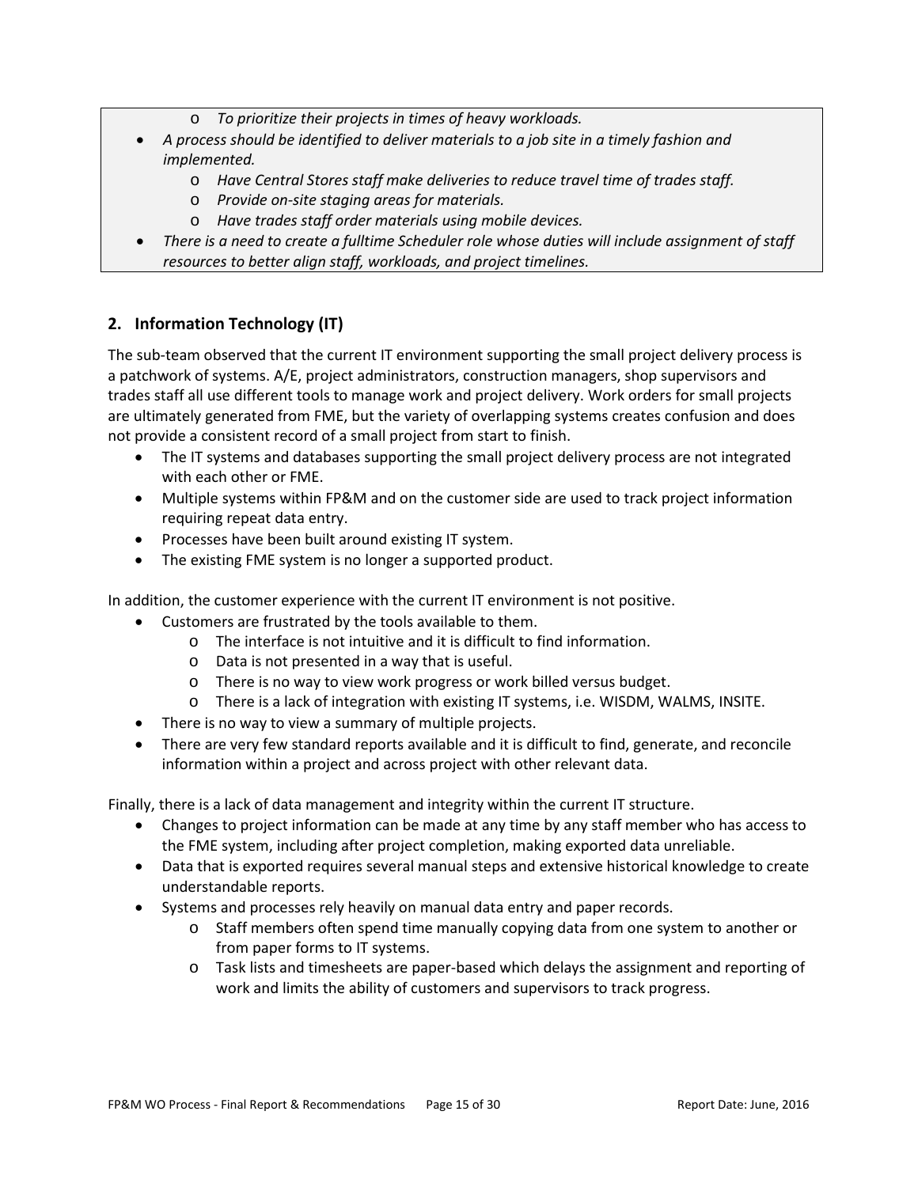- *To prioritize their projects in times of heavy workloads.*
- *A process should be identified to deliver materials to a job site in a timely fashion and implemented.*
    - *Have Central Stores staff make deliveries to reduce travel time of trades staff.*
    - *Provide on-site staging areas for materials.*
    - *Have trades staff order materials using mobile devices.*
- *There is a need to create a fulltime Scheduler role whose duties will include assignment of staff resources to better align staff, workloads, and project timelines.*

## 2. Information Technology (IT)

The sub-team observed that the current IT environment supporting the small project delivery process is a patchwork of systems. A/E, project administrators, construction managers, shop supervisors and trades staff all use different tools to manage work and project delivery. Work orders for small projects are ultimately generated from FME, but the variety of overlapping systems creates confusion and does not provide a consistent record of a small project from start to finish.

- The IT systems and databases supporting the small project delivery process are not integrated with each other or FME.
- Multiple systems within FP&M and on the customer side are used to track project information requiring repeat data entry.
- Processes have been built around existing IT system.
- The existing FME system is no longer a supported product.

In addition, the customer experience with the current IT environment is not positive.

- Customers are frustrated by the tools available to them.
    - The interface is not intuitive and it is difficult to find information.
    - Data is not presented in a way that is useful.
    - There is no way to view work progress or work billed versus budget.
    - There is a lack of integration with existing IT systems, i.e. WISDM, WALMS, INSITE.
- There is no way to view a summary of multiple projects.
- There are very few standard reports available and it is difficult to find, generate, and reconcile information within a project and across project with other relevant data.

Finally, there is a lack of data management and integrity within the current IT structure.

- Changes to project information can be made at any time by any staff member who has access to the FME system, including after project completion, making exported data unreliable.
- Data that is exported requires several manual steps and extensive historical knowledge to create understandable reports.
- Systems and processes rely heavily on manual data entry and paper records.
    - Staff members often spend time manually copying data from one system to another or from paper forms to IT systems.
    - Task lists and timesheets are paper-based which delays the assignment and reporting of work and limits the ability of customers and supervisors to track progress.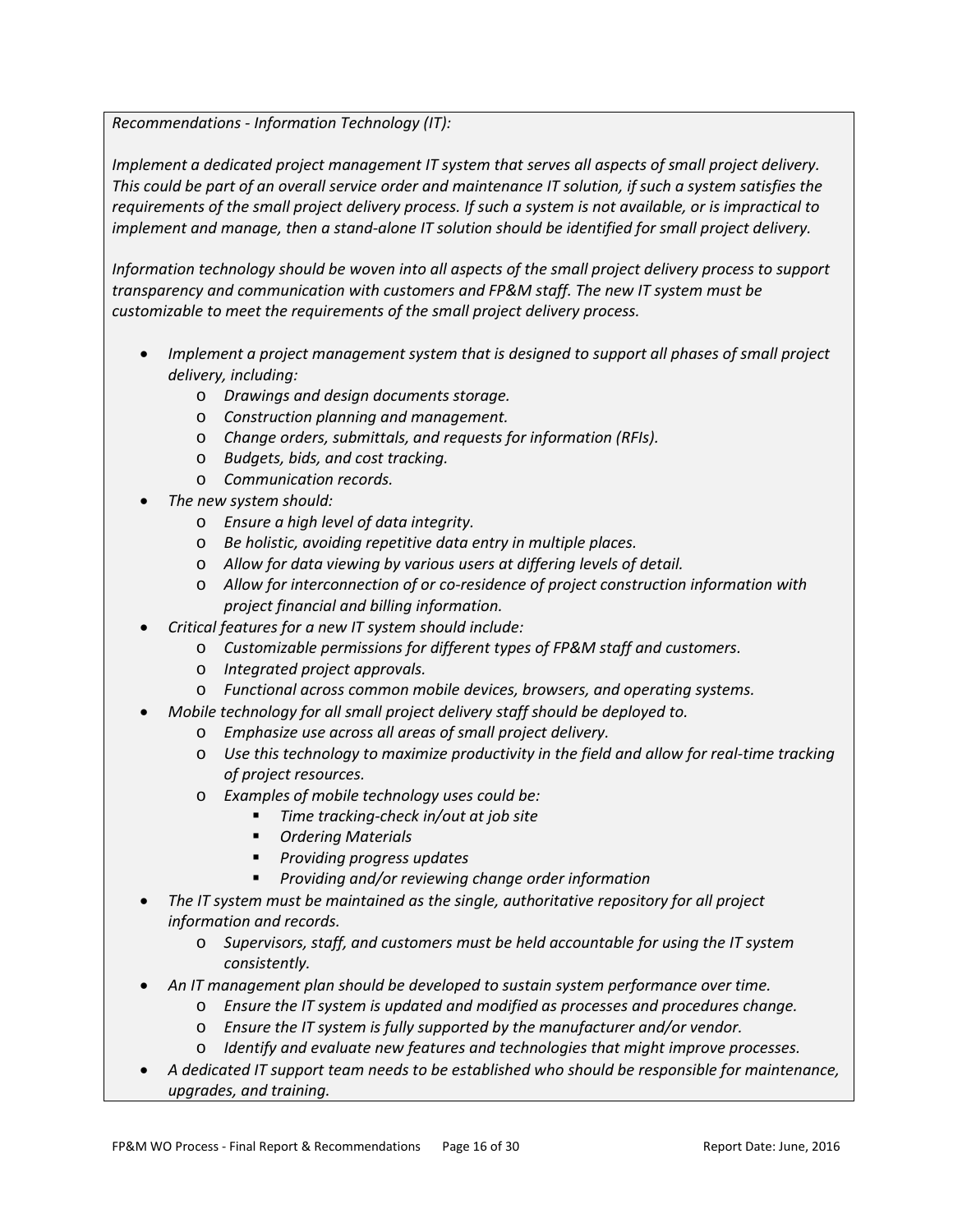*Recommendations - Information Technology (IT):*

*Implement a dedicated project management IT system that serves all aspects of small project delivery. This could be part of an overall service order and maintenance IT solution, if such a system satisfies the requirements of the small project delivery process. If such a system is not available, or is impractical to implement and manage, then a stand-alone IT solution should be identified for small project delivery.*

*Information technology should be woven into all aspects of the small project delivery process to support transparency and communication with customers and FP&M staff. The new IT system must be customizable to meet the requirements of the small project delivery process.*

- *Implement a project management system that is designed to support all phases of small project delivery, including:*
  - *Drawings and design documents storage.*
  - *Construction planning and management.*
  - *Change orders, submittals, and requests for information (RFIs).*
  - *Budgets, bids, and cost tracking.*
  - *Communication records.*
- *The new system should:*
  - *Ensure a high level of data integrity.*
  - *Be holistic, avoiding repetitive data entry in multiple places.*
  - *Allow for data viewing by various users at differing levels of detail.*
  - *Allow for interconnection of or co-residence of project construction information with project financial and billing information.*
- *Critical features for a new IT system should include:*
  - *Customizable permissions for different types of FP&M staff and customers.*
  - *Integrated project approvals.*
  - *Functional across common mobile devices, browsers, and operating systems.*
- *Mobile technology for all small project delivery staff should be deployed to.*
  - *Emphasize use across all areas of small project delivery.*
  - *Use this technology to maximize productivity in the field and allow for real-time tracking of project resources.*
  - *Examples of mobile technology uses could be:*
    - *Time tracking-check in/out at job site*
    - *Ordering Materials*
    - *Providing progress updates*
    - *Providing and/or reviewing change order information*
- *The IT system must be maintained as the single, authoritative repository for all project information and records.*
  - *Supervisors, staff, and customers must be held accountable for using the IT system consistently.*
- *An IT management plan should be developed to sustain system performance over time.*
  - *Ensure the IT system is updated and modified as processes and procedures change.*
  - *Ensure the IT system is fully supported by the manufacturer and/or vendor.*
  - *Identify and evaluate new features and technologies that might improve processes.*
- *A dedicated IT support team needs to be established who should be responsible for maintenance, upgrades, and training.*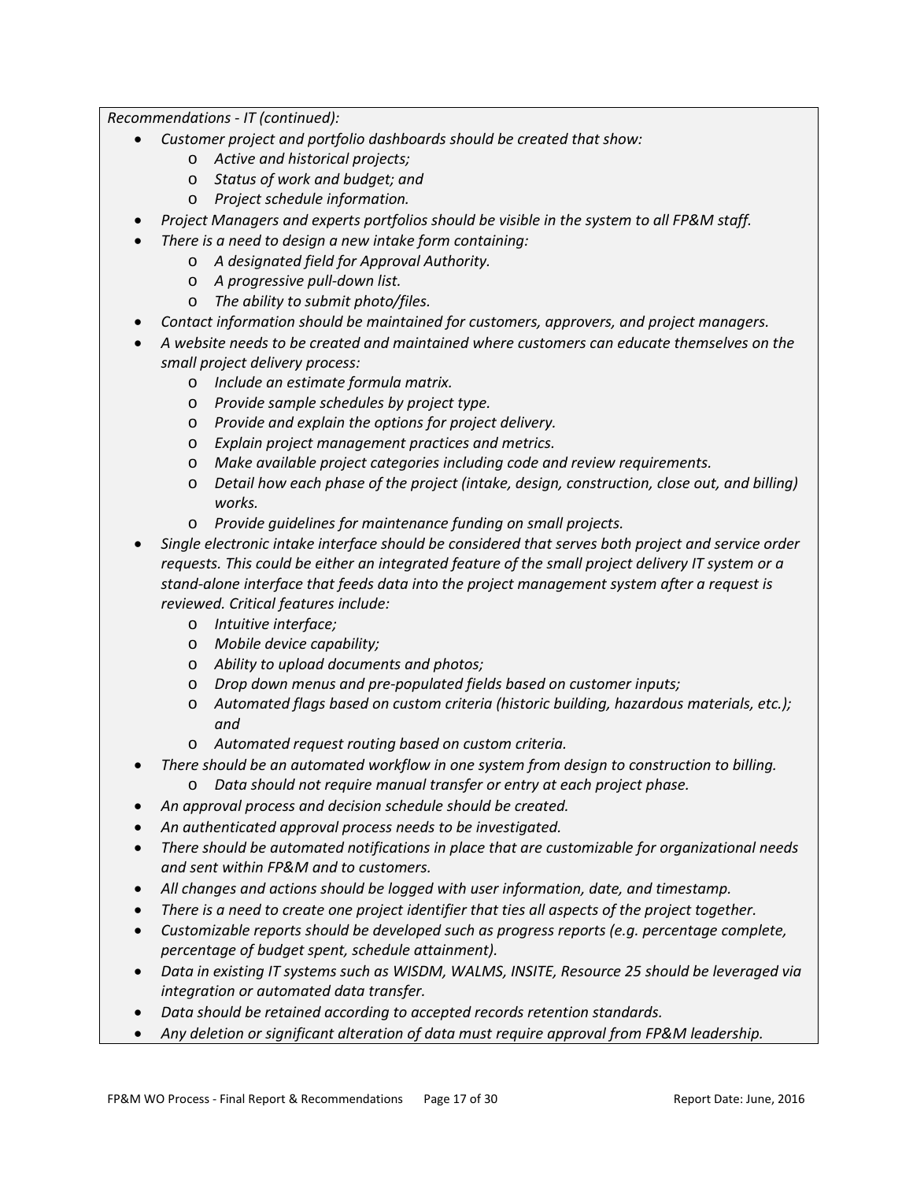*Recommendations - IT (continued):*

- *Customer project and portfolio dashboards should be created that show:*
  - *Active and historical projects;*
  - *Status of work and budget; and*
  - *Project schedule information.*
- *Project Managers and experts portfolios should be visible in the system to all FP&M staff.*
- *There is a need to design a new intake form containing:*
  - *A designated field for Approval Authority.*
  - *A progressive pull-down list.*
  - *The ability to submit photo/files.*
- *Contact information should be maintained for customers, approvers, and project managers.*
- *A website needs to be created and maintained where customers can educate themselves on the small project delivery process:*
  - *Include an estimate formula matrix.*
  - *Provide sample schedules by project type.*
  - *Provide and explain the options for project delivery.*
  - *Explain project management practices and metrics.*
  - *Make available project categories including code and review requirements.*
  - *Detail how each phase of the project (intake, design, construction, close out, and billing) works.*
  - *Provide guidelines for maintenance funding on small projects.*
- *Single electronic intake interface should be considered that serves both project and service order requests. This could be either an integrated feature of the small project delivery IT system or a stand-alone interface that feeds data into the project management system after a request is reviewed. Critical features include:*
  - *Intuitive interface;*
  - *Mobile device capability;*
  - *Ability to upload documents and photos;*
  - *Drop down menus and pre-populated fields based on customer inputs;*
  - *Automated flags based on custom criteria (historic building, hazardous materials, etc.); and*
  - *Automated request routing based on custom criteria.*
- *There should be an automated workflow in one system from design to construction to billing.*
  - *Data should not require manual transfer or entry at each project phase.*
- *An approval process and decision schedule should be created.*
- *An authenticated approval process needs to be investigated.*
- *There should be automated notifications in place that are customizable for organizational needs and sent within FP&M and to customers.*
- *All changes and actions should be logged with user information, date, and timestamp.*
- *There is a need to create one project identifier that ties all aspects of the project together.*
- *Customizable reports should be developed such as progress reports (e.g. percentage complete, percentage of budget spent, schedule attainment).*
- *Data in existing IT systems such as WISDM, WALMS, INSITE, Resource 25 should be leveraged via integration or automated data transfer.*
- *Data should be retained according to accepted records retention standards.*
- *Any deletion or significant alteration of data must require approval from FP&M leadership.*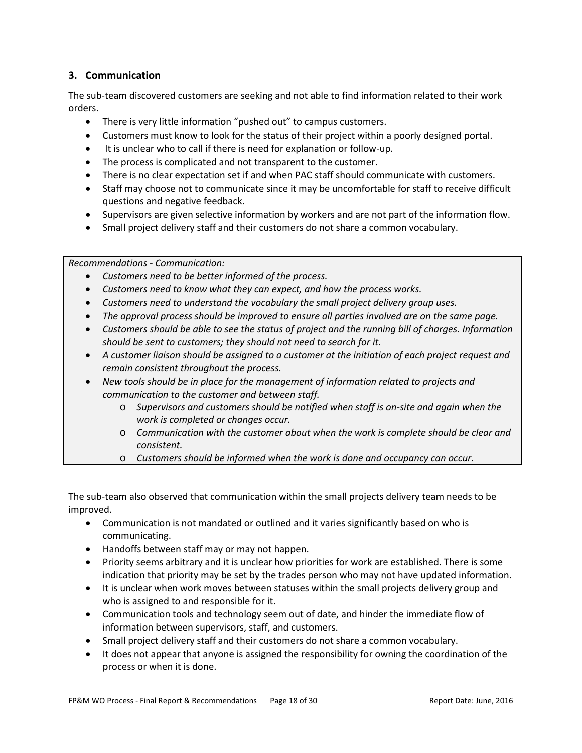## 3. Communication

The sub-team discovered customers are seeking and not able to find information related to their work orders.

- There is very little information "pushed out" to campus customers.
- Customers must know to look for the status of their project within a poorly designed portal.
- It is unclear who to call if there is need for explanation or follow-up.
- The process is complicated and not transparent to the customer.
- There is no clear expectation set if and when PAC staff should communicate with customers.
- Staff may choose not to communicate since it may be uncomfortable for staff to receive difficult questions and negative feedback.
- Supervisors are given selective information by workers and are not part of the information flow.
- Small project delivery staff and their customers do not share a common vocabulary.

*Recommendations - Communication:*

- *Customers need to be better informed of the process.*
- *Customers need to know what they can expect, and how the process works.*
- *Customers need to understand the vocabulary the small project delivery group uses.*
- *The approval process should be improved to ensure all parties involved are on the same page.*
- *Customers should be able to see the status of project and the running bill of charges. Information should be sent to customers; they should not need to search for it.*
- *A customer liaison should be assigned to a customer at the initiation of each project request and remain consistent throughout the process.*
- *New tools should be in place for the management of information related to projects and communication to the customer and between staff.*
    - *Supervisors and customers should be notified when staff is on-site and again when the work is completed or changes occur.*
    - *Communication with the customer about when the work is complete should be clear and consistent.*
    - *Customers should be informed when the work is done and occupancy can occur.*

The sub-team also observed that communication within the small projects delivery team needs to be improved.

- Communication is not mandated or outlined and it varies significantly based on who is communicating.
- Handoffs between staff may or may not happen.
- Priority seems arbitrary and it is unclear how priorities for work are established. There is some indication that priority may be set by the trades person who may not have updated information.
- It is unclear when work moves between statuses within the small projects delivery group and who is assigned to and responsible for it.
- Communication tools and technology seem out of date, and hinder the immediate flow of information between supervisors, staff, and customers.
- Small project delivery staff and their customers do not share a common vocabulary.
- It does not appear that anyone is assigned the responsibility for owning the coordination of the process or when it is done.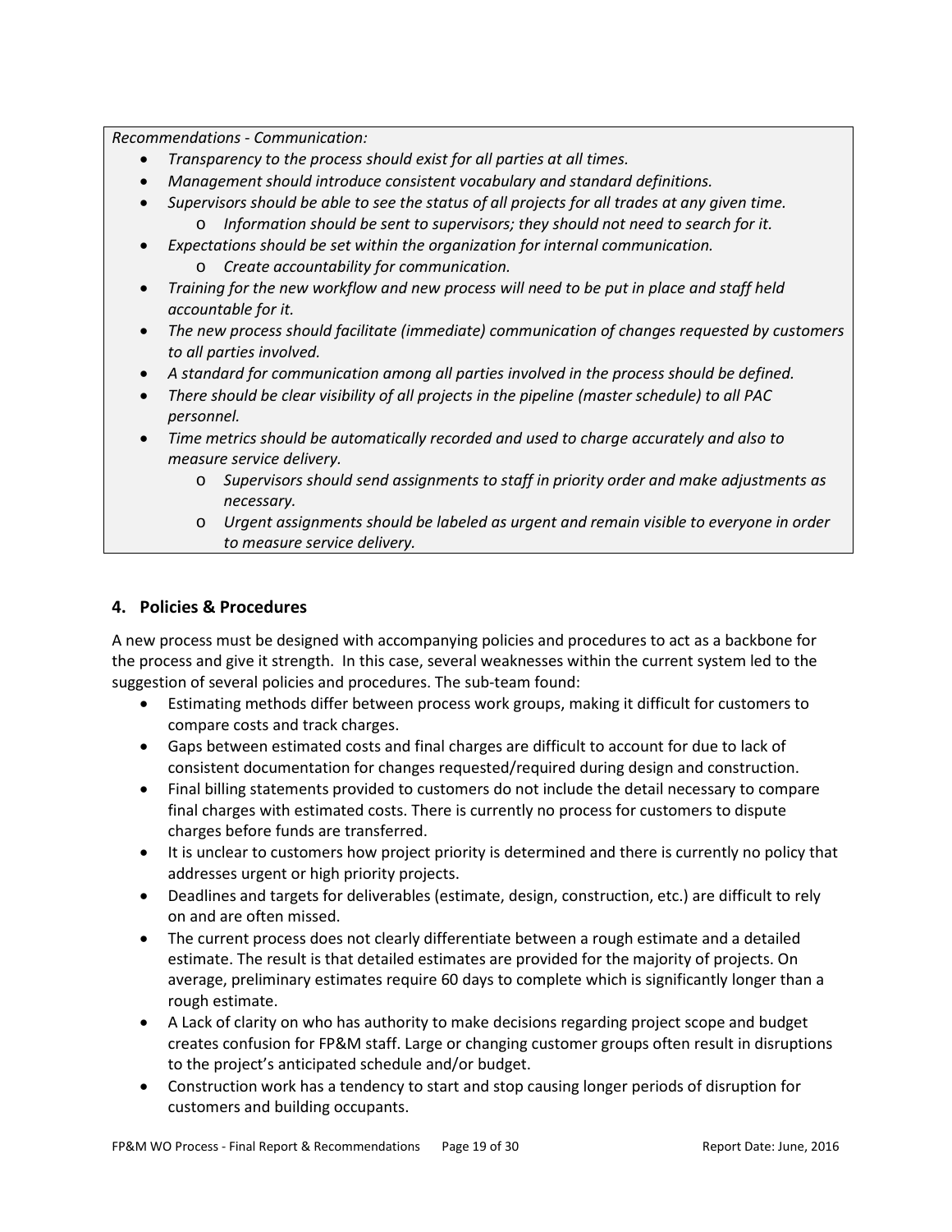*Recommendations - Communication:*

- *Transparency to the process should exist for all parties at all times.*
- *Management should introduce consistent vocabulary and standard definitions.*
- *Supervisors should be able to see the status of all projects for all trades at any given time.*
  - *Information should be sent to supervisors; they should not need to search for it.*
- *Expectations should be set within the organization for internal communication.*
  - *Create accountability for communication.*
- *Training for the new workflow and new process will need to be put in place and staff held accountable for it.*
- *The new process should facilitate (immediate) communication of changes requested by customers to all parties involved.*
- *A standard for communication among all parties involved in the process should be defined.*
- *There should be clear visibility of all projects in the pipeline (master schedule) to all PAC personnel.*
- *Time metrics should be automatically recorded and used to charge accurately and also to measure service delivery.*
  - *Supervisors should send assignments to staff in priority order and make adjustments as necessary.*
  - *Urgent assignments should be labeled as urgent and remain visible to everyone in order to measure service delivery.*

## 4. Policies & Procedures

A new process must be designed with accompanying policies and procedures to act as a backbone for the process and give it strength. In this case, several weaknesses within the current system led to the suggestion of several policies and procedures. The sub-team found:

- Estimating methods differ between process work groups, making it difficult for customers to compare costs and track charges.
- Gaps between estimated costs and final charges are difficult to account for due to lack of consistent documentation for changes requested/required during design and construction.
- Final billing statements provided to customers do not include the detail necessary to compare final charges with estimated costs. There is currently no process for customers to dispute charges before funds are transferred.
- It is unclear to customers how project priority is determined and there is currently no policy that addresses urgent or high priority projects.
- Deadlines and targets for deliverables (estimate, design, construction, etc.) are difficult to rely on and are often missed.
- The current process does not clearly differentiate between a rough estimate and a detailed estimate. The result is that detailed estimates are provided for the majority of projects. On average, preliminary estimates require 60 days to complete which is significantly longer than a rough estimate.
- A Lack of clarity on who has authority to make decisions regarding project scope and budget creates confusion for FP&M staff. Large or changing customer groups often result in disruptions to the project's anticipated schedule and/or budget.
- Construction work has a tendency to start and stop causing longer periods of disruption for customers and building occupants.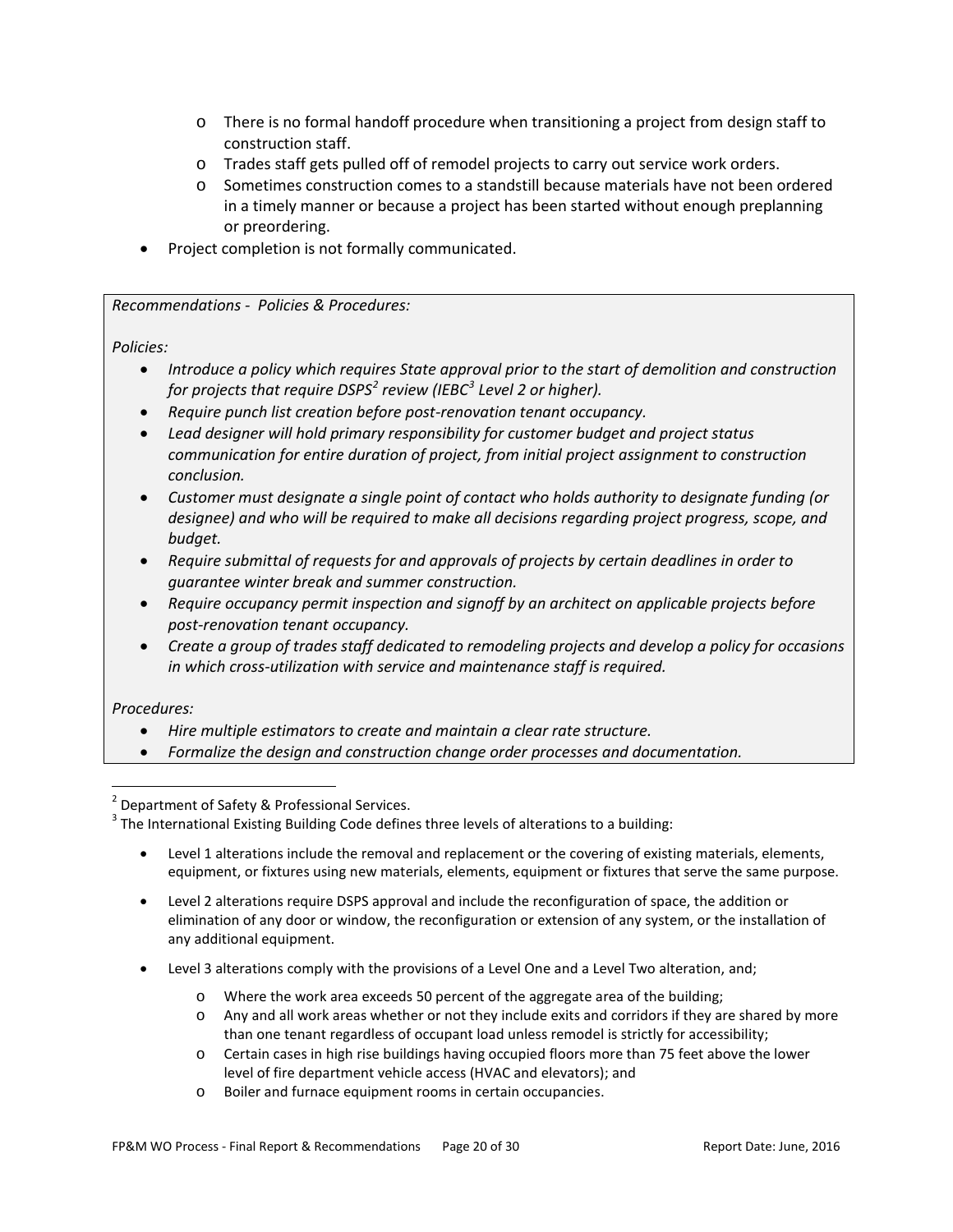- There is no formal handoff procedure when transitioning a project from design staff to construction staff.
    - Trades staff gets pulled off of remodel projects to carry out service work orders.
    - Sometimes construction comes to a standstill because materials have not been ordered in a timely manner or because a project has been started without enough preplanning or preordering.
- Project completion is not formally communicated.

*Recommendations - Policies & Procedures:*

*Policies:*

- *Introduce a policy which requires State approval prior to the start of demolition and construction for projects that require DSPS[2] review (IEBC[3] Level 2 or higher).*
- *Require punch list creation before post-renovation tenant occupancy.*
- *Lead designer will hold primary responsibility for customer budget and project status communication for entire duration of project, from initial project assignment to construction conclusion.*
- *Customer must designate a single point of contact who holds authority to designate funding (or designee) and who will be required to make all decisions regarding project progress, scope, and budget.*
- *Require submittal of requests for and approvals of projects by certain deadlines in order to guarantee winter break and summer construction.*
- *Require occupancy permit inspection and signoff by an architect on applicable projects before post-renovation tenant occupancy.*
- *Create a group of trades staff dedicated to remodeling projects and develop a policy for occasions in which cross-utilization with service and maintenance staff is required.*

*Procedures:*

- *Hire multiple estimators to create and maintain a clear rate structure.*
- *Formalize the design and construction change order processes and documentation.*

---

[2] Department of Safety & Professional Services.

[3] The International Existing Building Code defines three levels of alterations to a building:

- Level 1 alterations include the removal and replacement or the covering of existing materials, elements, equipment, or fixtures using new materials, elements, equipment or fixtures that serve the same purpose.
- Level 2 alterations require DSPS approval and include the reconfiguration of space, the addition or elimination of any door or window, the reconfiguration or extension of any system, or the installation of any additional equipment.
- Level 3 alterations comply with the provisions of a Level One and a Level Two alteration, and;
    - Where the work area exceeds 50 percent of the aggregate area of the building;
    - Any and all work areas whether or not they include exits and corridors if they are shared by more than one tenant regardless of occupant load unless remodel is strictly for accessibility;
    - Certain cases in high rise buildings having occupied floors more than 75 feet above the lower level of fire department vehicle access (HVAC and elevators); and
    - Boiler and furnace equipment rooms in certain occupancies.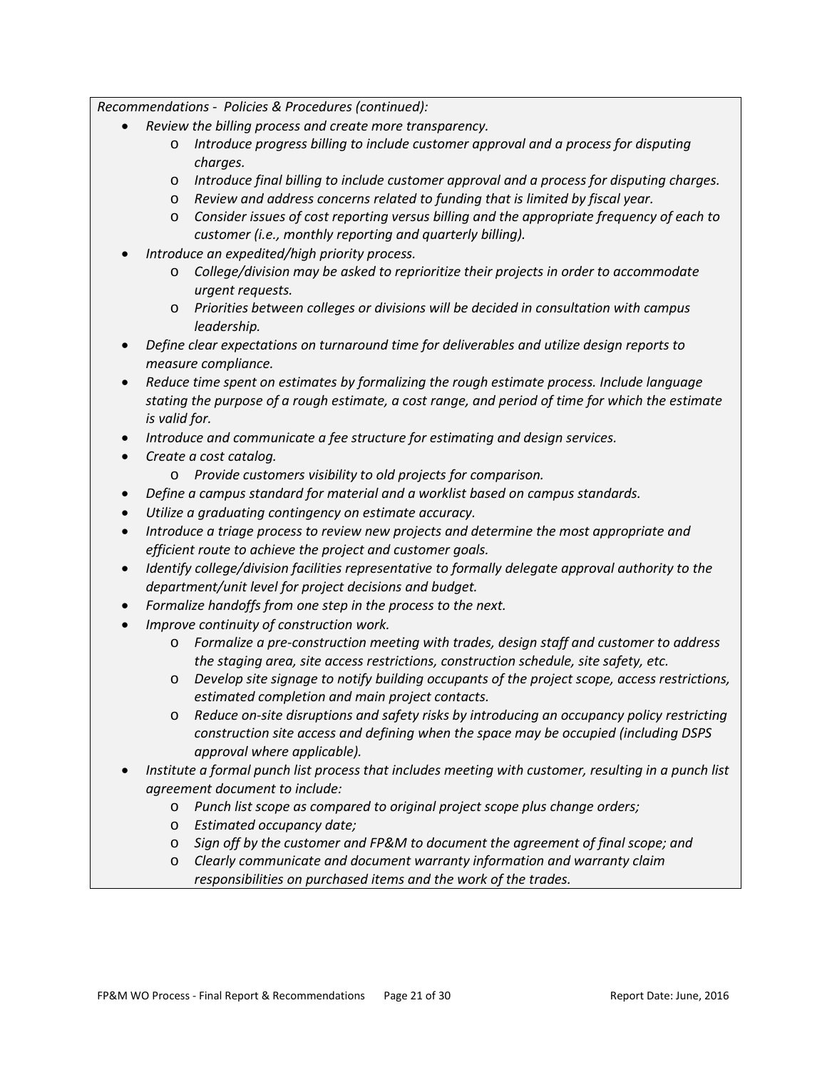*Recommendations - Policies & Procedures (continued):*

- *Review the billing process and create more transparency.*
    - *Introduce progress billing to include customer approval and a process for disputing charges.*
    - *Introduce final billing to include customer approval and a process for disputing charges.*
    - *Review and address concerns related to funding that is limited by fiscal year.*
    - *Consider issues of cost reporting versus billing and the appropriate frequency of each to customer (i.e., monthly reporting and quarterly billing).*
- *Introduce an expedited/high priority process.*
    - *College/division may be asked to reprioritize their projects in order to accommodate urgent requests.*
    - *Priorities between colleges or divisions will be decided in consultation with campus leadership.*
- *Define clear expectations on turnaround time for deliverables and utilize design reports to measure compliance.*
- *Reduce time spent on estimates by formalizing the rough estimate process. Include language stating the purpose of a rough estimate, a cost range, and period of time for which the estimate is valid for.*
- *Introduce and communicate a fee structure for estimating and design services.*
- *Create a cost catalog.*
    - *Provide customers visibility to old projects for comparison.*
- *Define a campus standard for material and a worklist based on campus standards.*
- *Utilize a graduating contingency on estimate accuracy.*
- *Introduce a triage process to review new projects and determine the most appropriate and efficient route to achieve the project and customer goals.*
- *Identify college/division facilities representative to formally delegate approval authority to the department/unit level for project decisions and budget.*
- *Formalize handoffs from one step in the process to the next.*
- *Improve continuity of construction work.*
    - *Formalize a pre-construction meeting with trades, design staff and customer to address the staging area, site access restrictions, construction schedule, site safety, etc.*
    - *Develop site signage to notify building occupants of the project scope, access restrictions, estimated completion and main project contacts.*
    - *Reduce on-site disruptions and safety risks by introducing an occupancy policy restricting construction site access and defining when the space may be occupied (including DSPS approval where applicable).*
- *Institute a formal punch list process that includes meeting with customer, resulting in a punch list agreement document to include:*
    - *Punch list scope as compared to original project scope plus change orders;*
    - *Estimated occupancy date;*
    - *Sign off by the customer and FP&M to document the agreement of final scope; and*
    - *Clearly communicate and document warranty information and warranty claim responsibilities on purchased items and the work of the trades.*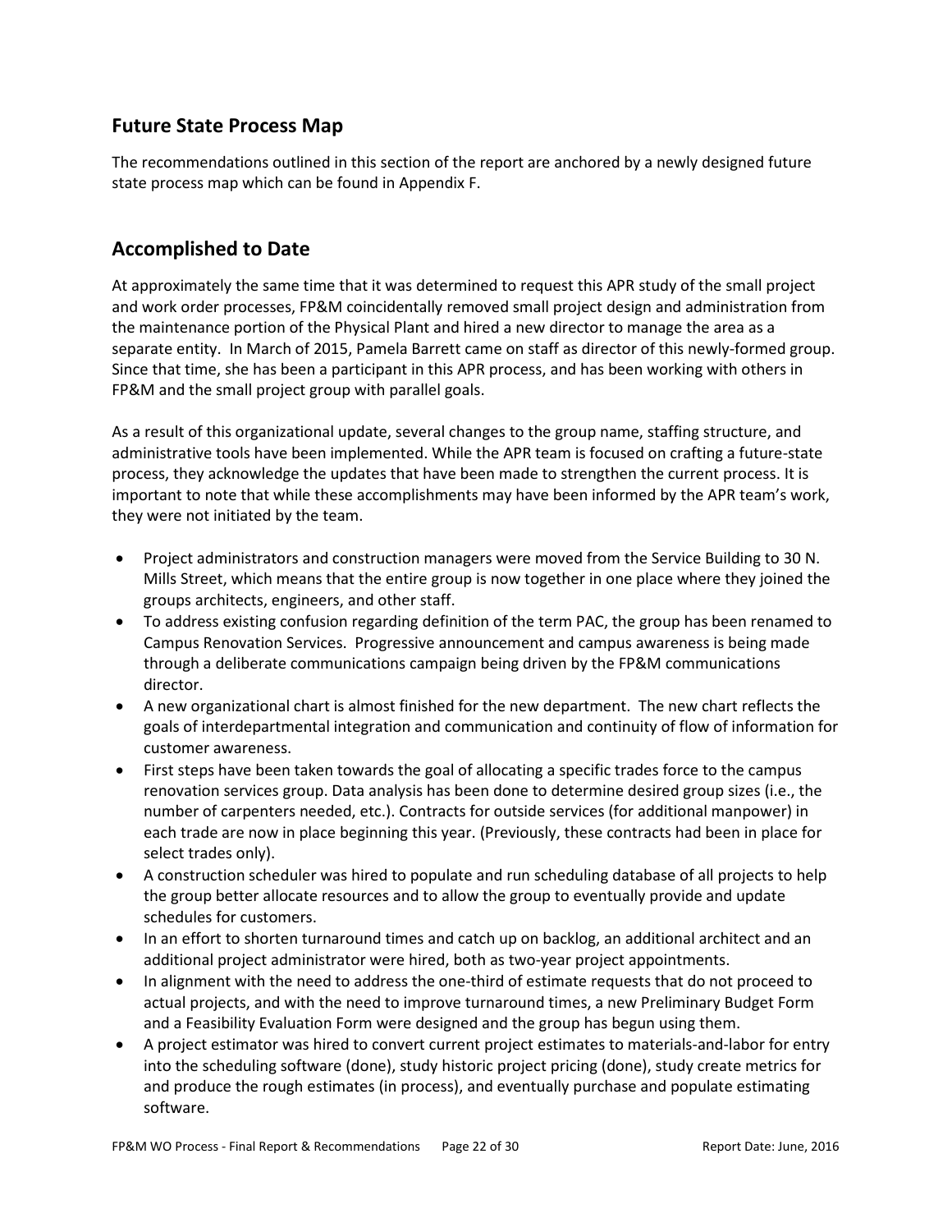## Future State Process Map

The recommendations outlined in this section of the report are anchored by a newly designed future state process map which can be found in Appendix F.

## Accomplished to Date

At approximately the same time that it was determined to request this APR study of the small project and work order processes, FP&M coincidentally removed small project design and administration from the maintenance portion of the Physical Plant and hired a new director to manage the area as a separate entity. In March of 2015, Pamela Barrett came on staff as director of this newly-formed group. Since that time, she has been a participant in this APR process, and has been working with others in FP&M and the small project group with parallel goals.

As a result of this organizational update, several changes to the group name, staffing structure, and administrative tools have been implemented. While the APR team is focused on crafting a future-state process, they acknowledge the updates that have been made to strengthen the current process. It is important to note that while these accomplishments may have been informed by the APR team's work, they were not initiated by the team.

- Project administrators and construction managers were moved from the Service Building to 30 N. Mills Street, which means that the entire group is now together in one place where they joined the groups architects, engineers, and other staff.
- To address existing confusion regarding definition of the term PAC, the group has been renamed to Campus Renovation Services. Progressive announcement and campus awareness is being made through a deliberate communications campaign being driven by the FP&M communications director.
- A new organizational chart is almost finished for the new department. The new chart reflects the goals of interdepartmental integration and communication and continuity of flow of information for customer awareness.
- First steps have been taken towards the goal of allocating a specific trades force to the campus renovation services group. Data analysis has been done to determine desired group sizes (i.e., the number of carpenters needed, etc.). Contracts for outside services (for additional manpower) in each trade are now in place beginning this year. (Previously, these contracts had been in place for select trades only).
- A construction scheduler was hired to populate and run scheduling database of all projects to help the group better allocate resources and to allow the group to eventually provide and update schedules for customers.
- In an effort to shorten turnaround times and catch up on backlog, an additional architect and an additional project administrator were hired, both as two-year project appointments.
- In alignment with the need to address the one-third of estimate requests that do not proceed to actual projects, and with the need to improve turnaround times, a new Preliminary Budget Form and a Feasibility Evaluation Form were designed and the group has begun using them.
- A project estimator was hired to convert current project estimates to materials-and-labor for entry into the scheduling software (done), study historic project pricing (done), study create metrics for and produce the rough estimates (in process), and eventually purchase and populate estimating software.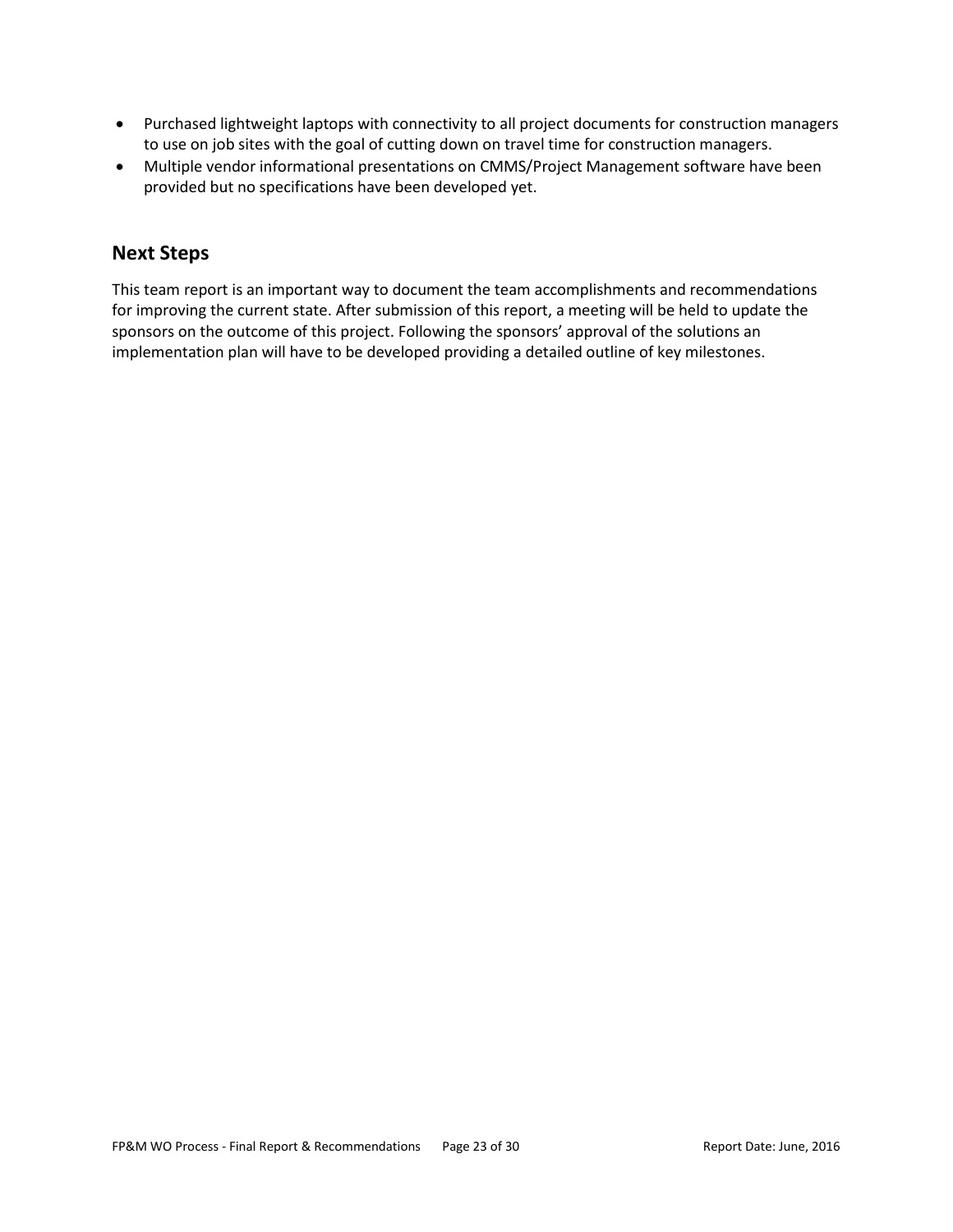- Purchased lightweight laptops with connectivity to all project documents for construction managers to use on job sites with the goal of cutting down on travel time for construction managers.
- Multiple vendor informational presentations on CMMS/Project Management software have been provided but no specifications have been developed yet.

## Next Steps

This team report is an important way to document the team accomplishments and recommendations for improving the current state. After submission of this report, a meeting will be held to update the sponsors on the outcome of this project. Following the sponsors' approval of the solutions an implementation plan will have to be developed providing a detailed outline of key milestones.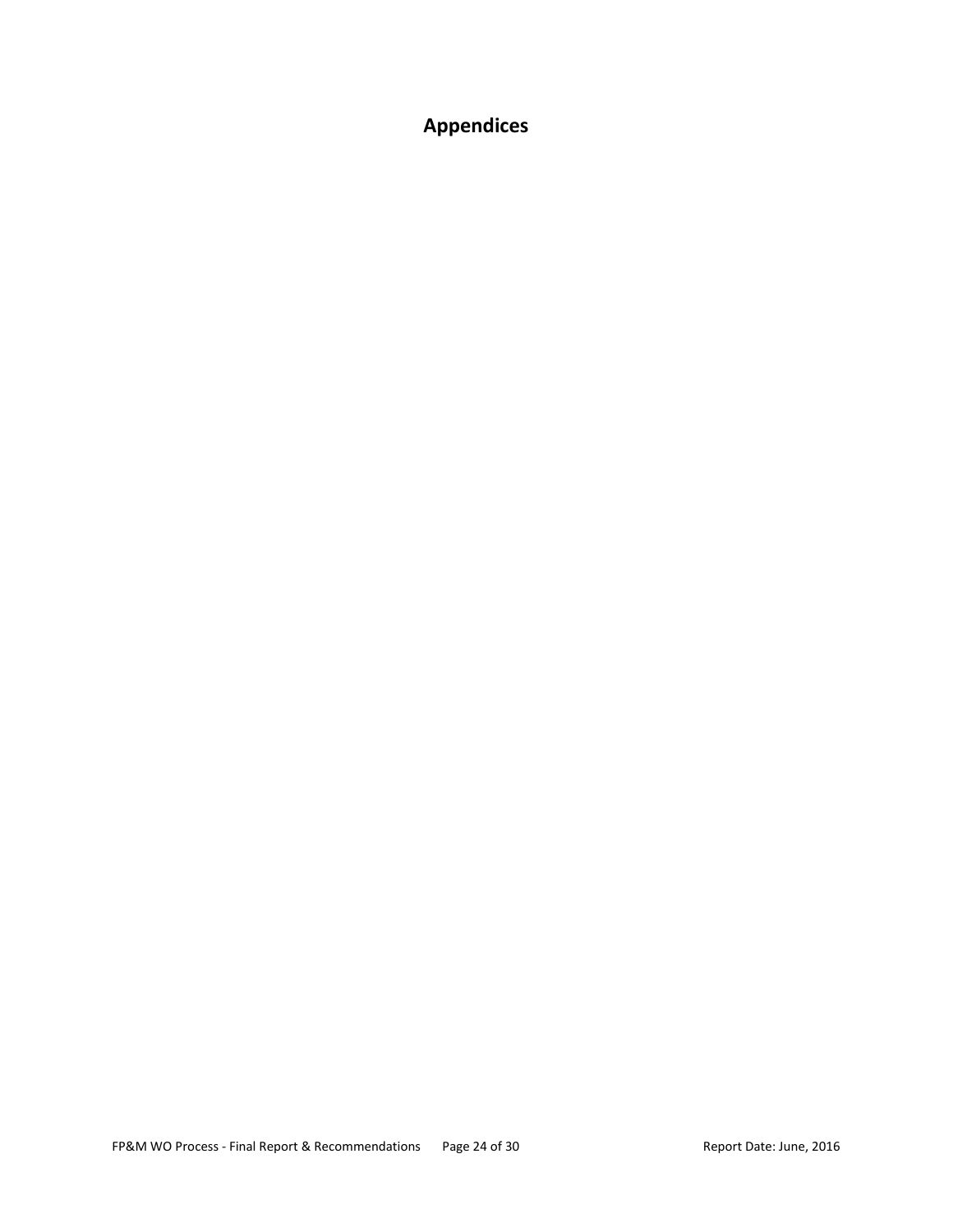# Appendices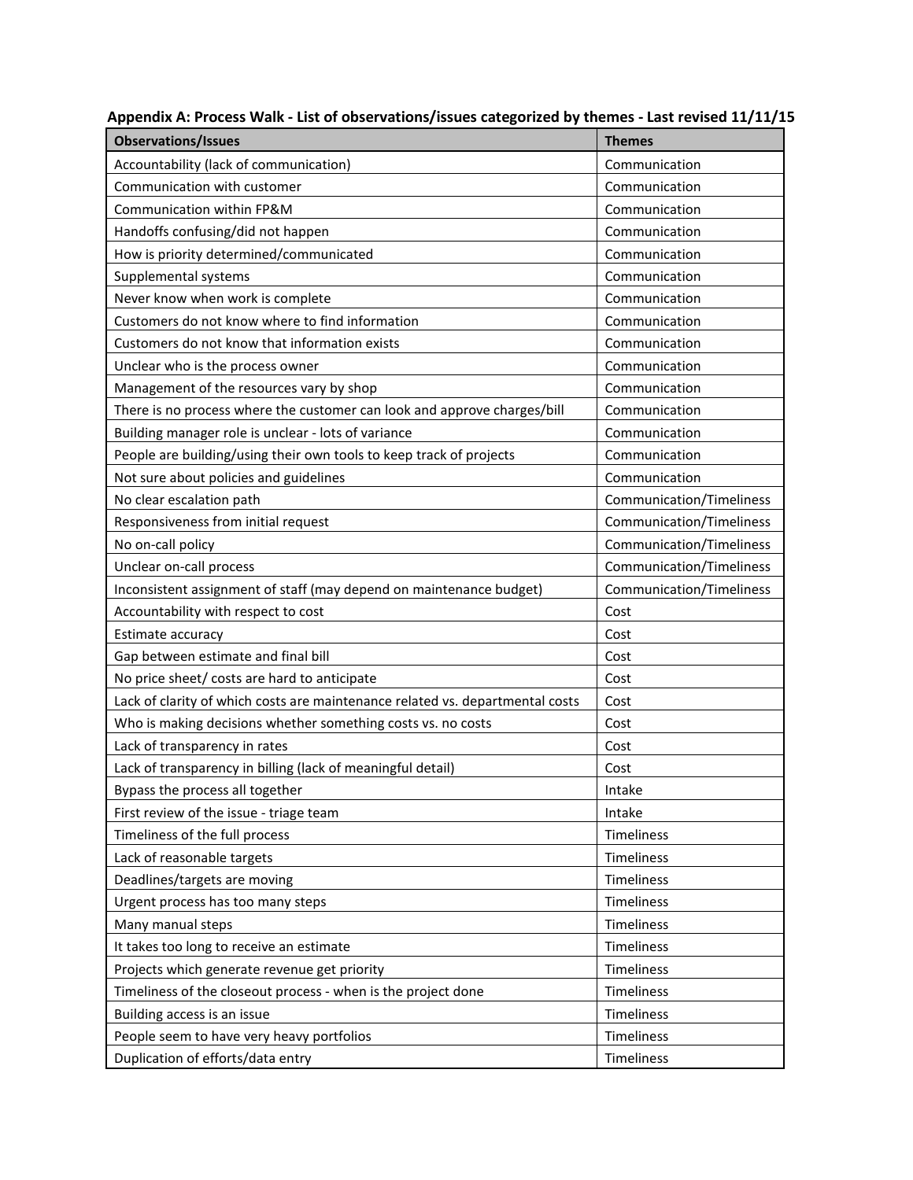**Appendix A: Process Walk - List of observations/issues categorized by themes - Last revised 11/11/15**

| Observations/Issues | Themes |
| --- | --- |
| Accountability (lack of communication) | Communication |
| Communication with customer | Communication |
| Communication within FP&M | Communication |
| Handoffs confusing/did not happen | Communication |
| How is priority determined/communicated | Communication |
| Supplemental systems | Communication |
| Never know when work is complete | Communication |
| Customers do not know where to find information | Communication |
| Customers do not know that information exists | Communication |
| Unclear who is the process owner | Communication |
| Management of the resources vary by shop | Communication |
| There is no process where the customer can look and approve charges/bill | Communication |
| Building manager role is unclear - lots of variance | Communication |
| People are building/using their own tools to keep track of projects | Communication |
| Not sure about policies and guidelines | Communication |
| No clear escalation path | Communication/Timeliness |
| Responsiveness from initial request | Communication/Timeliness |
| No on-call policy | Communication/Timeliness |
| Unclear on-call process | Communication/Timeliness |
| Inconsistent assignment of staff (may depend on maintenance budget) | Communication/Timeliness |
| Accountability with respect to cost | Cost |
| Estimate accuracy | Cost |
| Gap between estimate and final bill | Cost |
| No price sheet/ costs are hard to anticipate | Cost |
| Lack of clarity of which costs are maintenance related vs. departmental costs | Cost |
| Who is making decisions whether something costs vs. no costs | Cost |
| Lack of transparency in rates | Cost |
| Lack of transparency in billing (lack of meaningful detail) | Cost |
| Bypass the process all together | Intake |
| First review of the issue - triage team | Intake |
| Timeliness of the full process | Timeliness |
| Lack of reasonable targets | Timeliness |
| Deadlines/targets are moving | Timeliness |
| Urgent process has too many steps | Timeliness |
| Many manual steps | Timeliness |
| It takes too long to receive an estimate | Timeliness |
| Projects which generate revenue get priority | Timeliness |
| Timeliness of the closeout process - when is the project done | Timeliness |
| Building access is an issue | Timeliness |
| People seem to have very heavy portfolios | Timeliness |
| Duplication of efforts/data entry | Timeliness |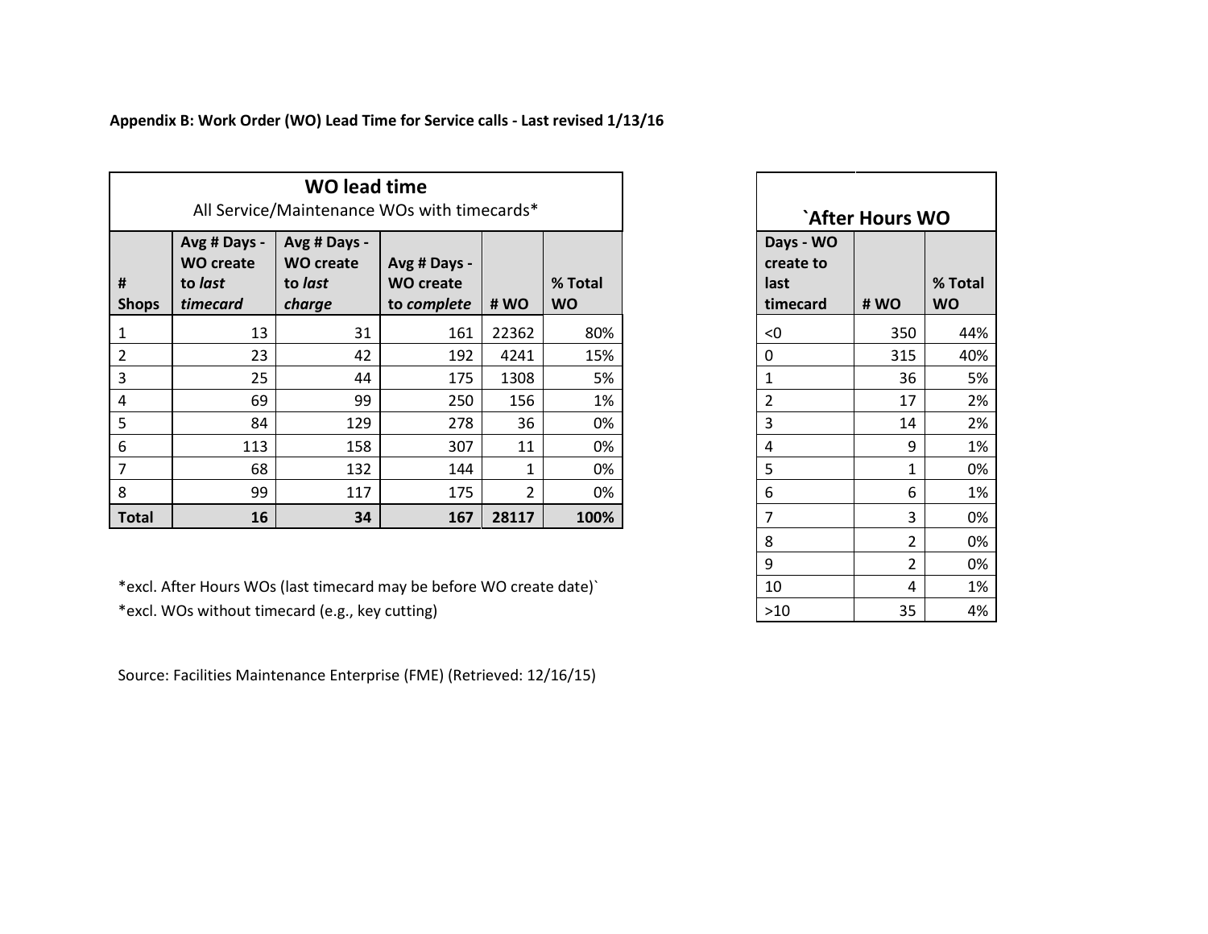**Appendix B: Work Order (WO) Lead Time for Service calls - Last revised 1/13/16**

| WO lead time<br>All Service/Maintenance WOs with timecards* | | | | | |
|---|---|---|---|---|---|
| # Shops | Avg # Days - WO create to *last timecard* | Avg # Days - WO create to *last charge* | Avg # Days - WO create to *complete* | # WO | % Total WO |
| 1 | 13 | 31 | 161 | 22362 | 80% |
| 2 | 23 | 42 | 192 | 4241 | 15% |
| 3 | 25 | 44 | 175 | 1308 | 5% |
| 4 | 69 | 99 | 250 | 156 | 1% |
| 5 | 84 | 129 | 278 | 36 | 0% |
| 6 | 113 | 158 | 307 | 11 | 0% |
| 7 | 68 | 132 | 144 | 1 | 0% |
| 8 | 99 | 117 | 175 | 2 | 0% |
| **Total** | **16** | **34** | **167** | **28117** | **100%** |

*excl. After Hours WOs (last timecard may be before WO create date)`
*excl. WOs without timecard (e.g., key cutting)

Source: Facilities Maintenance Enterprise (FME) (Retrieved: 12/16/15)

| `After Hours WO | | |
|---|---|---|
| Days - WO create to last timecard | # WO | % Total WO |
| <0 | 350 | 44% |
| 0 | 315 | 40% |
| 1 | 36 | 5% |
| 2 | 17 | 2% |
| 3 | 14 | 2% |
| 4 | 9 | 1% |
| 5 | 1 | 0% |
| 6 | 6 | 1% |
| 7 | 3 | 0% |
| 8 | 2 | 0% |
| 9 | 2 | 0% |
| 10 | 4 | 1% |
| >10 | 35 | 4% |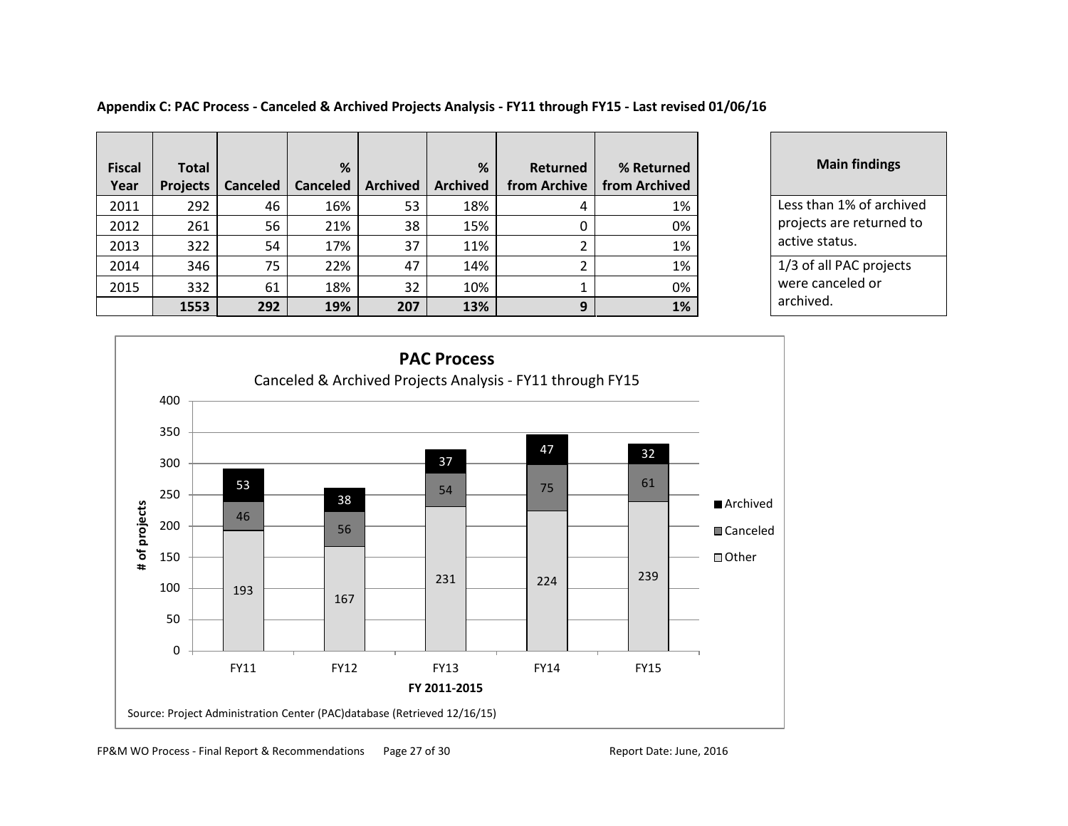**Appendix C: PAC Process - Canceled & Archived Projects Analysis - FY11 through FY15 - Last revised 01/06/16**

| Fiscal Year | Total Projects | Canceled | % Canceled | Archived | % Archived | Returned from Archive | % Returned from Archived |
|---|---|---|---|---|---|---|---|
| 2011 | 292 | 46 | 16% | 53 | 18% | 4 | 1% |
| 2012 | 261 | 56 | 21% | 38 | 15% | 0 | 0% |
| 2013 | 322 | 54 | 17% | 37 | 11% | 2 | 1% |
| 2014 | 346 | 75 | 22% | 47 | 14% | 2 | 1% |
| 2015 | 332 | 61 | 18% | 32 | 10% | 1 | 0% |
| | **1553** | **292** | **19%** | **207** | **13%** | **9** | **1%** |

| Main findings |
|---|
| Less than 1% of archived projects are returned to active status. |
| 1/3 of all PAC projects were canceled or archived. |

**PAC Process**

Canceled & Archived Projects Analysis - FY11 through FY15

| FY 2011-2015 | Other | Canceled | Archived |
|---|---|---|---|
| FY11 | 193 | 46 | 53 |
| FY12 | 167 | 56 | 38 |
| FY13 | 231 | 54 | 37 |
| FY14 | 224 | 75 | 47 |
| FY15 | 239 | 61 | 32 |

Source: Project Administration Center (PAC)database (Retrieved 12/16/15)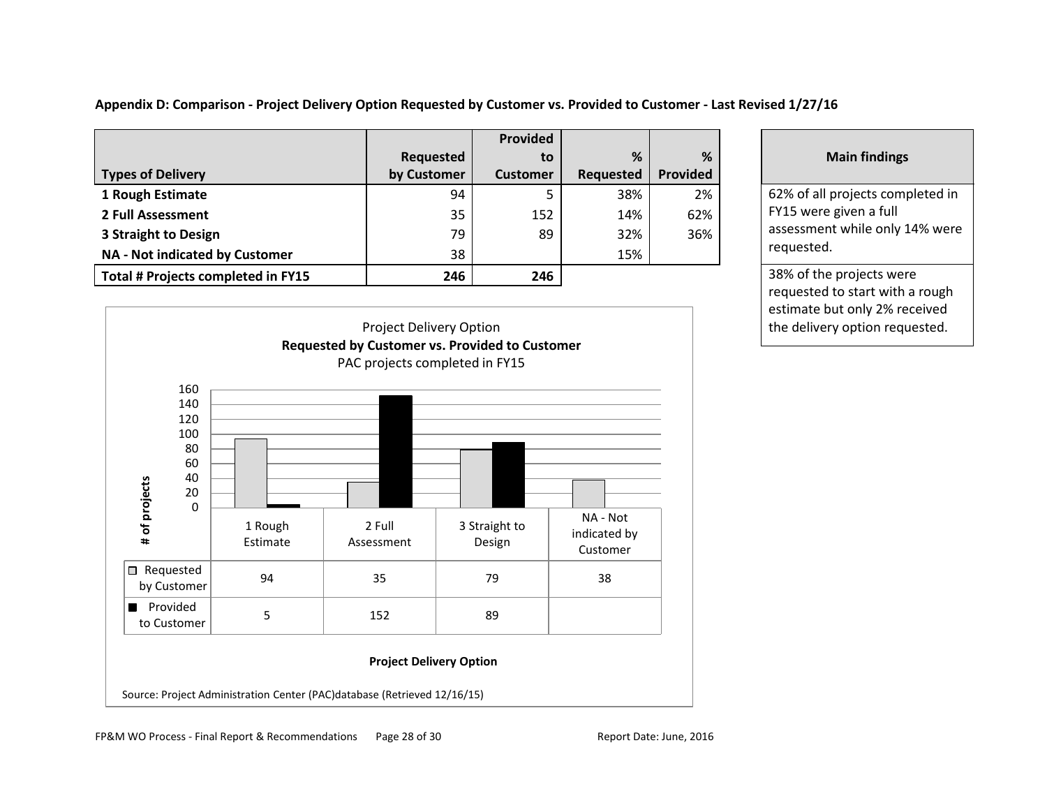**Appendix D: Comparison - Project Delivery Option Requested by Customer vs. Provided to Customer - Last Revised 1/27/16**

| Types of Delivery | Requested by Customer | Provided to Customer | % Requested | % Provided |
|---|---|---|---|---|
| **1 Rough Estimate** | 94 | 5 | 38% | 2% |
| **2 Full Assessment** | 35 | 152 | 14% | 62% |
| **3 Straight to Design** | 79 | 89 | 32% | 36% |
| **NA - Not indicated by Customer** | 38 | | 15% | |
| **Total # Projects completed in FY15** | **246** | **246** | | |

| Main findings |
|---|
| 62% of all projects completed in FY15 were given a full assessment while only 14% were requested. |
| 38% of the projects were requested to start with a rough estimate but only 2% received the delivery option requested. |

Project Delivery Option
**Requested by Customer vs. Provided to Customer**
PAC projects completed in FY15

| | 1 Rough Estimate | 2 Full Assessment | 3 Straight to Design | NA - Not indicated by Customer |
|---|---|---|---|---|
| Requested by Customer | 94 | 35 | 79 | 38 |
| Provided to Customer | 5 | 152 | 89 | |

**Project Delivery Option**

Source: Project Administration Center (PAC)database (Retrieved 12/16/15)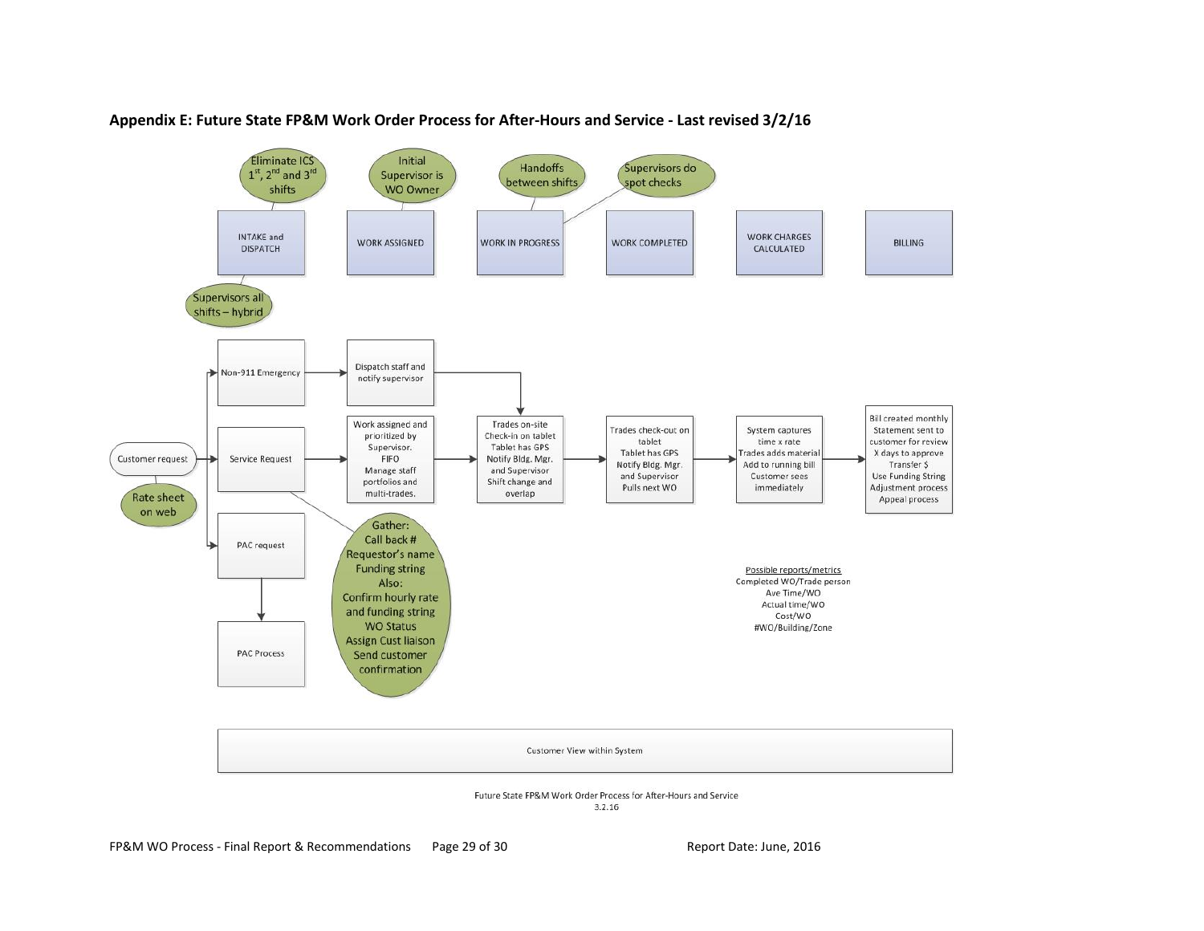## Appendix E: Future State FP&M Work Order Process for After-Hours and Service - Last revised 3/2/16

**Process stages:**

- **INTAKE and DISPATCH**
  - Eliminate ICS 1st, 2nd and 3rd shifts
  - Supervisors all shifts – hybrid
- **WORK ASSIGNED**
  - Initial Supervisor is WO Owner
- **WORK IN PROGRESS**
  - Handoffs between shifts
  - Supervisors do spot checks
- **WORK COMPLETED**
- **WORK CHARGES CALCULATED**
- **BILLING**

**Process flow:**

Customer request (Rate sheet on web) →

- **Non-911 Emergency** → Dispatch staff and notify supervisor → Trades on-site
- **Service Request** → Work assigned and prioritized by Supervisor. FIFO. Manage staff portfolios and multi-trades. → Trades on-site. Check-in on tablet. Tablet has GPS. Notify Bldg. Mgr. and Supervisor. Shift change and overlap → Trades check-out on tablet. Tablet has GPS. Notify Bldg. Mgr. and Supervisor. Pulls next WO → System captures time x rate. Trades adds material. Add to running bill. Customer sees immediately → Bill created monthly. Statement sent to customer for review. X days to approve. Transfer $. Use Funding String. Adjustment process. Appeal process
  - Gather: Call back #, Requestor's name, Funding string. Also: Confirm hourly rate and funding string, WO Status, Assign Cust liaison, Send customer confirmation
- **PAC request** → PAC Process

**Possible reports/metrics**
- Completed WO/Trade person
- Ave Time/WO
- Actual time/WO
- Cost/WO
- #WO/Building/Zone

Customer View within System

Future State FP&M Work Order Process for After-Hours and Service
3.2.16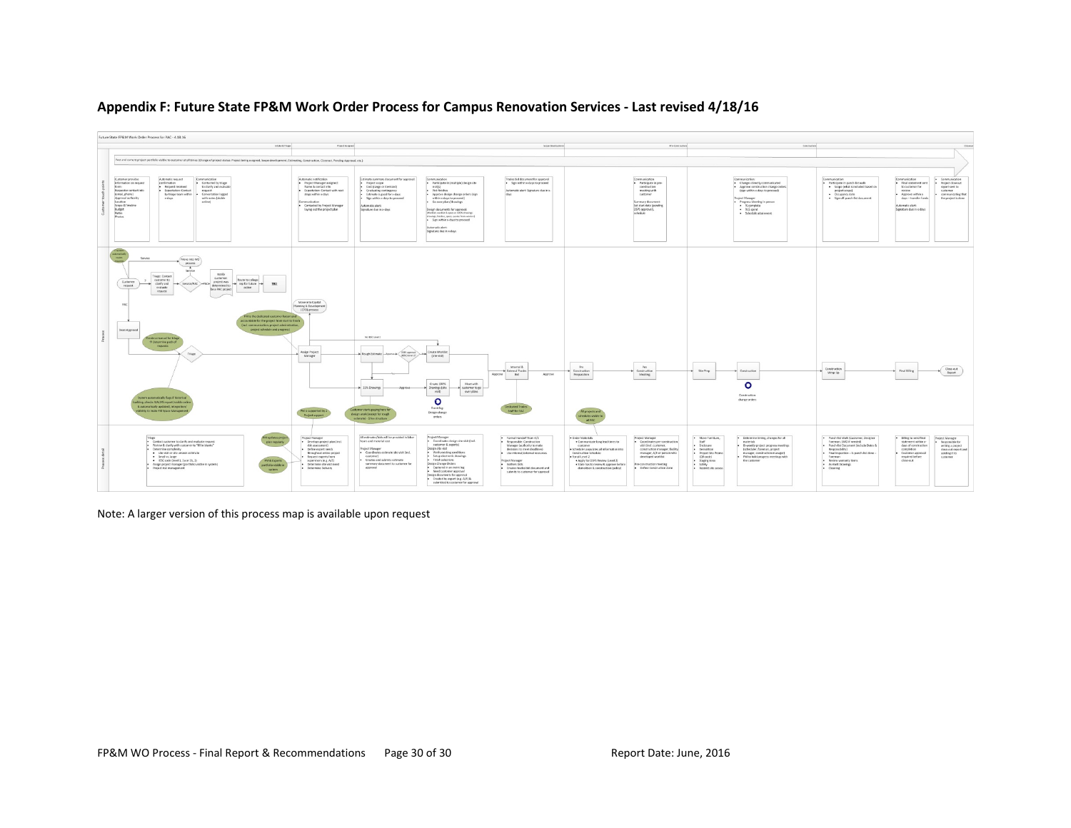## Appendix F: Future State FP&M Work Order Process for Campus Renovation Services - Last revised 4/18/16

Note: A larger version of this process map is available upon request